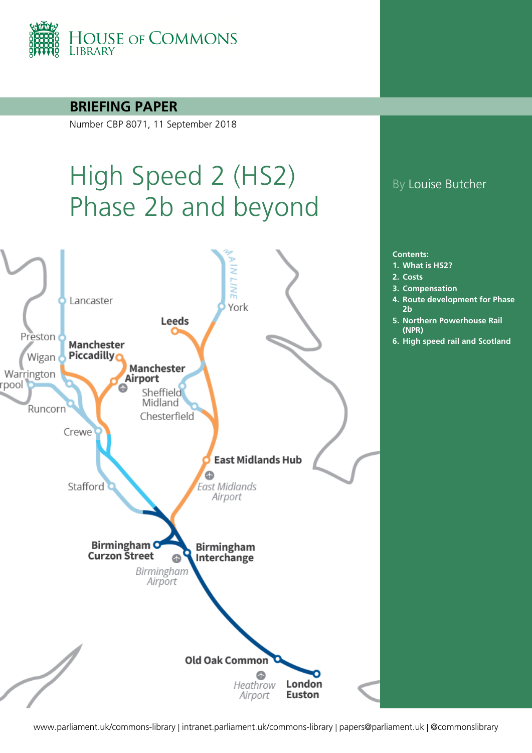HOUSE OF COMMONS LIBRARY

**BRIEFING PAPER**

Number CBP 8071, 11 September 2018

# High Speed 2 (HS2) Phase 2b and beyond

By Louise Butcher

**Contents:**

1. What is HS2?
2. Costs
3. Compensation
4. Route development for Phase 2b
5. Northern Powerhouse Rail (NPR)
6. High speed rail and Scotland

www.parliament.uk/commons-library | intranet.parliament.uk/commons-library | papers@parliament.uk | @commonslibrary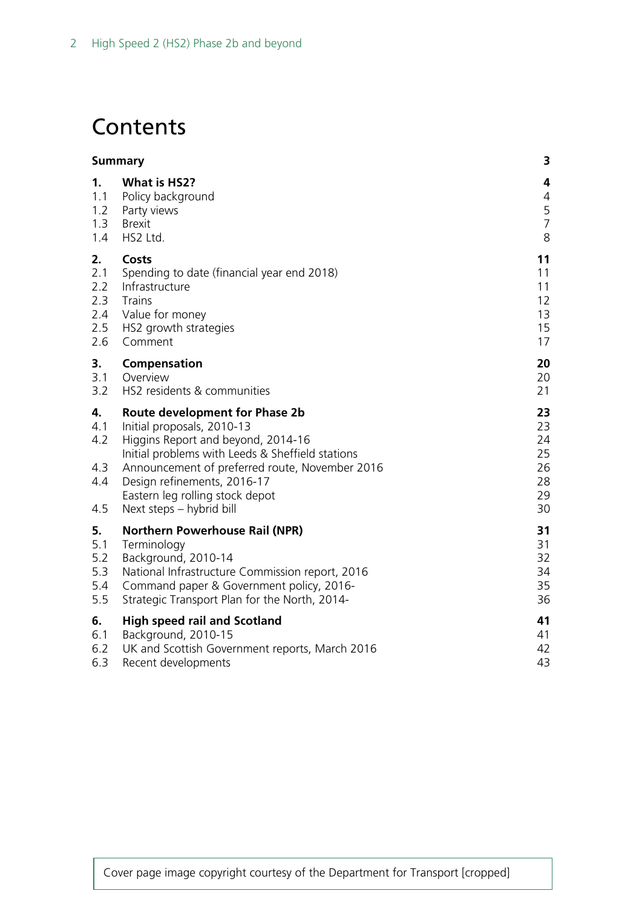# Contents

| | | |
|---|---|---|
| **Summary** | | **3** |
| **1.** | **What is HS2?** | **4** |
| 1.1 | Policy background | 4 |
| 1.2 | Party views | 5 |
| 1.3 | Brexit | 7 |
| 1.4 | HS2 Ltd. | 8 |
| **2.** | **Costs** | **11** |
| 2.1 | Spending to date (financial year end 2018) | 11 |
| 2.2 | Infrastructure | 11 |
| 2.3 | Trains | 12 |
| 2.4 | Value for money | 13 |
| 2.5 | HS2 growth strategies | 15 |
| 2.6 | Comment | 17 |
| **3.** | **Compensation** | **20** |
| 3.1 | Overview | 20 |
| 3.2 | HS2 residents & communities | 21 |
| **4.** | **Route development for Phase 2b** | **23** |
| 4.1 | Initial proposals, 2010-13 | 23 |
| 4.2 | Higgins Report and beyond, 2014-16 | 24 |
| | Initial problems with Leeds & Sheffield stations | 25 |
| 4.3 | Announcement of preferred route, November 2016 | 26 |
| 4.4 | Design refinements, 2016-17 | 28 |
| | Eastern leg rolling stock depot | 29 |
| 4.5 | Next steps – hybrid bill | 30 |
| **5.** | **Northern Powerhouse Rail (NPR)** | **31** |
| 5.1 | Terminology | 31 |
| 5.2 | Background, 2010-14 | 32 |
| 5.3 | National Infrastructure Commission report, 2016 | 34 |
| 5.4 | Command paper & Government policy, 2016- | 35 |
| 5.5 | Strategic Transport Plan for the North, 2014- | 36 |
| **6.** | **High speed rail and Scotland** | **41** |
| 6.1 | Background, 2010-15 | 41 |
| 6.2 | UK and Scottish Government reports, March 2016 | 42 |
| 6.3 | Recent developments | 43 |

Cover page image copyright courtesy of the Department for Transport [cropped]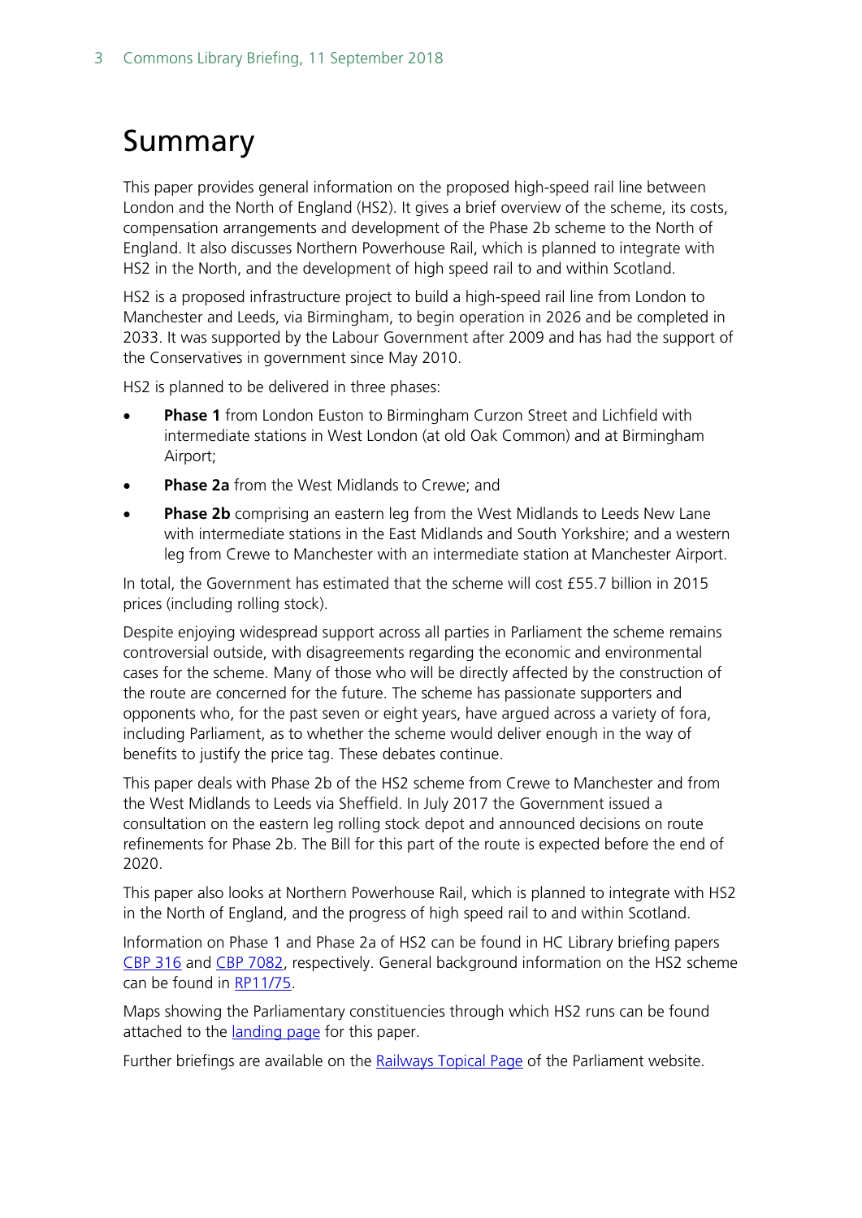# Summary

This paper provides general information on the proposed high-speed rail line between London and the North of England (HS2). It gives a brief overview of the scheme, its costs, compensation arrangements and development of the Phase 2b scheme to the North of England. It also discusses Northern Powerhouse Rail, which is planned to integrate with HS2 in the North, and the development of high speed rail to and within Scotland.

HS2 is a proposed infrastructure project to build a high-speed rail line from London to Manchester and Leeds, via Birmingham, to begin operation in 2026 and be completed in 2033. It was supported by the Labour Government after 2009 and has had the support of the Conservatives in government since May 2010.

HS2 is planned to be delivered in three phases:

- **Phase 1** from London Euston to Birmingham Curzon Street and Lichfield with intermediate stations in West London (at old Oak Common) and at Birmingham Airport;
- **Phase 2a** from the West Midlands to Crewe; and
- **Phase 2b** comprising an eastern leg from the West Midlands to Leeds New Lane with intermediate stations in the East Midlands and South Yorkshire; and a western leg from Crewe to Manchester with an intermediate station at Manchester Airport.

In total, the Government has estimated that the scheme will cost £55.7 billion in 2015 prices (including rolling stock).

Despite enjoying widespread support across all parties in Parliament the scheme remains controversial outside, with disagreements regarding the economic and environmental cases for the scheme. Many of those who will be directly affected by the construction of the route are concerned for the future. The scheme has passionate supporters and opponents who, for the past seven or eight years, have argued across a variety of fora, including Parliament, as to whether the scheme would deliver enough in the way of benefits to justify the price tag. These debates continue.

This paper deals with Phase 2b of the HS2 scheme from Crewe to Manchester and from the West Midlands to Leeds via Sheffield. In July 2017 the Government issued a consultation on the eastern leg rolling stock depot and announced decisions on route refinements for Phase 2b. The Bill for this part of the route is expected before the end of 2020.

This paper also looks at Northern Powerhouse Rail, which is planned to integrate with HS2 in the North of England, and the progress of high speed rail to and within Scotland.

Information on Phase 1 and Phase 2a of HS2 can be found in HC Library briefing papers CBP 316 and CBP 7082, respectively. General background information on the HS2 scheme can be found in RP11/75.

Maps showing the Parliamentary constituencies through which HS2 runs can be found attached to the landing page for this paper.

Further briefings are available on the Railways Topical Page of the Parliament website.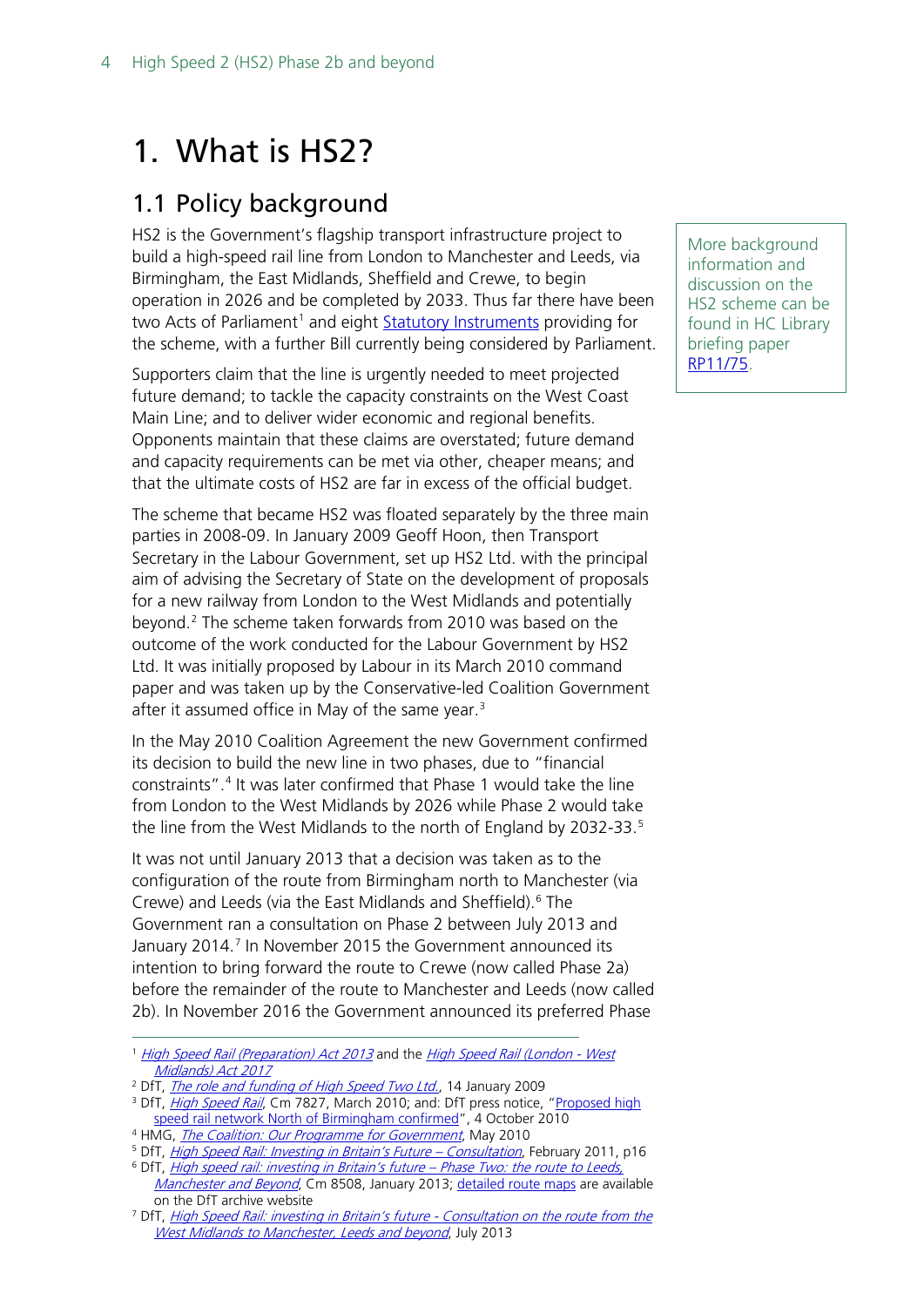# 1. What is HS2?

## 1.1 Policy background

HS2 is the Government's flagship transport infrastructure project to build a high-speed rail line from London to Manchester and Leeds, via Birmingham, the East Midlands, Sheffield and Crewe, to begin operation in 2026 and be completed by 2033. Thus far there have been two Acts of Parliament[1] and eight Statutory Instruments providing for the scheme, with a further Bill currently being considered by Parliament.

More background information and discussion on the HS2 scheme can be found in HC Library briefing paper RP11/75.

Supporters claim that the line is urgently needed to meet projected future demand; to tackle the capacity constraints on the West Coast Main Line; and to deliver wider economic and regional benefits. Opponents maintain that these claims are overstated; future demand and capacity requirements can be met via other, cheaper means; and that the ultimate costs of HS2 are far in excess of the official budget.

The scheme that became HS2 was floated separately by the three main parties in 2008-09. In January 2009 Geoff Hoon, then Transport Secretary in the Labour Government, set up HS2 Ltd. with the principal aim of advising the Secretary of State on the development of proposals for a new railway from London to the West Midlands and potentially beyond.[2] The scheme taken forwards from 2010 was based on the outcome of the work conducted for the Labour Government by HS2 Ltd. It was initially proposed by Labour in its March 2010 command paper and was taken up by the Conservative-led Coalition Government after it assumed office in May of the same year.[3]

In the May 2010 Coalition Agreement the new Government confirmed its decision to build the new line in two phases, due to "financial constraints".[4] It was later confirmed that Phase 1 would take the line from London to the West Midlands by 2026 while Phase 2 would take the line from the West Midlands to the north of England by 2032-33.[5]

It was not until January 2013 that a decision was taken as to the configuration of the route from Birmingham north to Manchester (via Crewe) and Leeds (via the East Midlands and Sheffield).[6] The Government ran a consultation on Phase 2 between July 2013 and January 2014.[7] In November 2015 the Government announced its intention to bring forward the route to Crewe (now called Phase 2a) before the remainder of the route to Manchester and Leeds (now called 2b). In November 2016 the Government announced its preferred Phase

---

[1] *High Speed Rail (Preparation) Act 2013* and the *High Speed Rail (London - West Midlands) Act 2017*

[2] DfT, *The role and funding of High Speed Two Ltd.*, 14 January 2009

[3] DfT, *High Speed Rail*, Cm 7827, March 2010; and: DfT press notice, "Proposed high speed rail network North of Birmingham confirmed", 4 October 2010

[4] HMG, *The Coalition: Our Programme for Government*, May 2010

[5] DfT, *High Speed Rail: Investing in Britain's Future – Consultation*, February 2011, p16

[6] DfT, *High speed rail: investing in Britain's future – Phase Two: the route to Leeds, Manchester and Beyond*, Cm 8508, January 2013; detailed route maps are available on the DfT archive website

[7] DfT, *High Speed Rail: investing in Britain's future - Consultation on the route from the West Midlands to Manchester, Leeds and beyond*, July 2013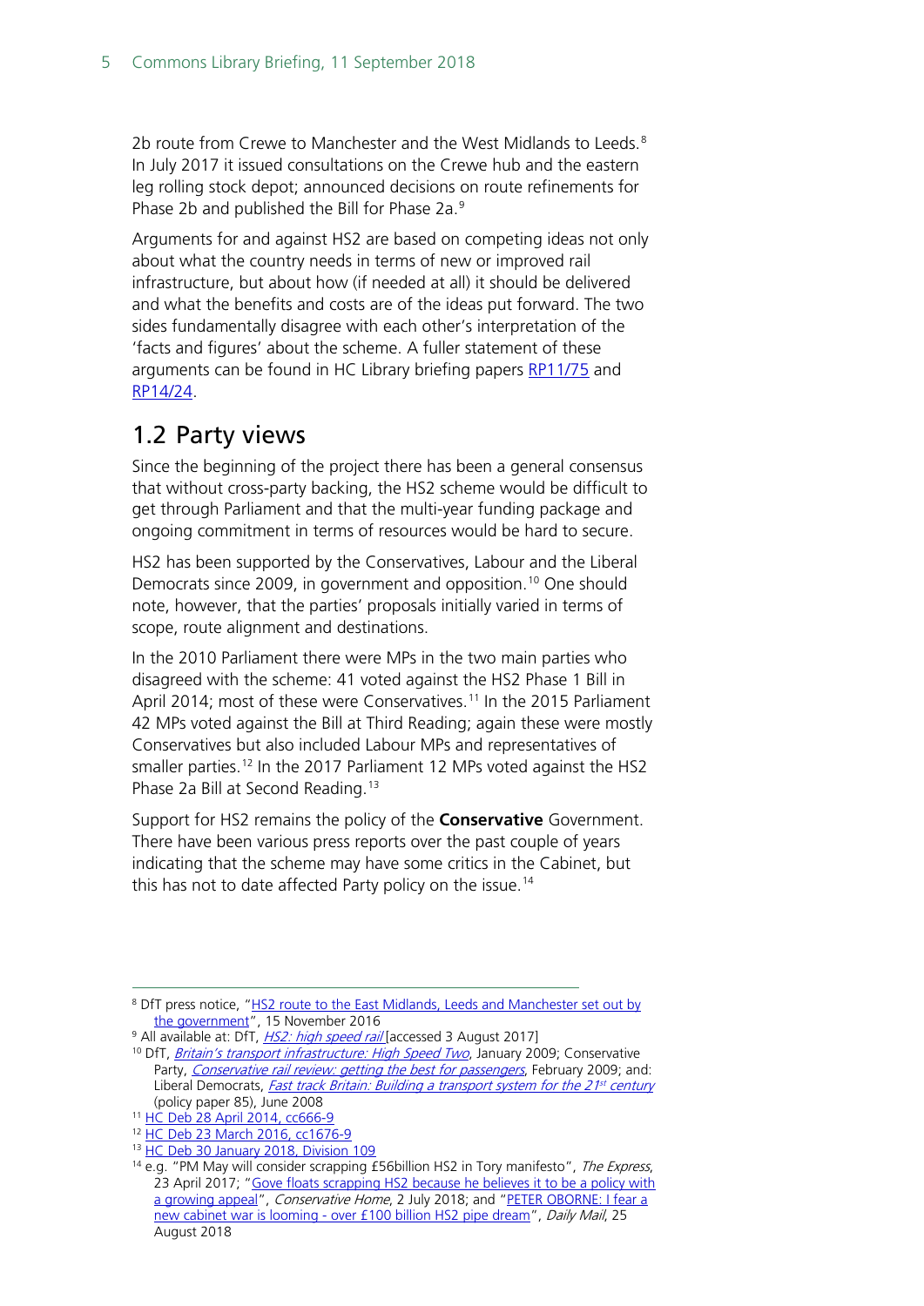2b route from Crewe to Manchester and the West Midlands to Leeds.[8] In July 2017 it issued consultations on the Crewe hub and the eastern leg rolling stock depot; announced decisions on route refinements for Phase 2b and published the Bill for Phase 2a.[9]

Arguments for and against HS2 are based on competing ideas not only about what the country needs in terms of new or improved rail infrastructure, but about how (if needed at all) it should be delivered and what the benefits and costs are of the ideas put forward. The two sides fundamentally disagree with each other's interpretation of the 'facts and figures' about the scheme. A fuller statement of these arguments can be found in HC Library briefing papers RP11/75 and RP14/24.

## 1.2 Party views

Since the beginning of the project there has been a general consensus that without cross-party backing, the HS2 scheme would be difficult to get through Parliament and that the multi-year funding package and ongoing commitment in terms of resources would be hard to secure.

HS2 has been supported by the Conservatives, Labour and the Liberal Democrats since 2009, in government and opposition.[10] One should note, however, that the parties' proposals initially varied in terms of scope, route alignment and destinations.

In the 2010 Parliament there were MPs in the two main parties who disagreed with the scheme: 41 voted against the HS2 Phase 1 Bill in April 2014; most of these were Conservatives.[11] In the 2015 Parliament 42 MPs voted against the Bill at Third Reading; again these were mostly Conservatives but also included Labour MPs and representatives of smaller parties.[12] In the 2017 Parliament 12 MPs voted against the HS2 Phase 2a Bill at Second Reading.[13]

Support for HS2 remains the policy of the **Conservative** Government. There have been various press reports over the past couple of years indicating that the scheme may have some critics in the Cabinet, but this has not to date affected Party policy on the issue.[14]

---

[8] DfT press notice, "HS2 route to the East Midlands, Leeds and Manchester set out by the government", 15 November 2016

[9] All available at: DfT, *HS2: high speed rail* [accessed 3 August 2017]

[10] DfT, *Britain's transport infrastructure: High Speed Two*, January 2009; Conservative Party, *Conservative rail review: getting the best for passengers*, February 2009; and: Liberal Democrats, *Fast track Britain: Building a transport system for the 21st century* (policy paper 85), June 2008

[11] HC Deb 28 April 2014, cc666-9

[12] HC Deb 23 March 2016, cc1676-9

[13] HC Deb 30 January 2018, Division 109

[14] e.g. "PM May will consider scrapping £56billion HS2 in Tory manifesto", *The Express*, 23 April 2017; "Gove floats scrapping HS2 because he believes it to be a policy with a growing appeal", *Conservative Home*, 2 July 2018; and "PETER OBORNE: I fear a new cabinet war is looming - over £100 billion HS2 pipe dream", *Daily Mail*, 25 August 2018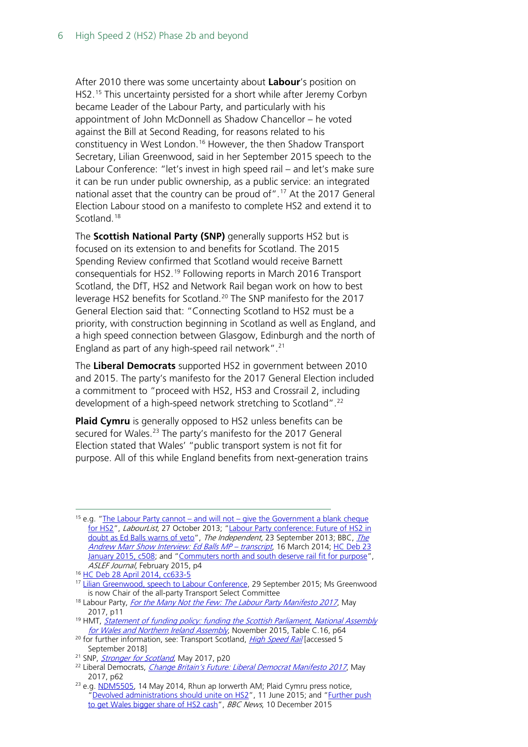After 2010 there was some uncertainty about **Labour**'s position on HS2.[15] This uncertainty persisted for a short while after Jeremy Corbyn became Leader of the Labour Party, and particularly with his appointment of John McDonnell as Shadow Chancellor – he voted against the Bill at Second Reading, for reasons related to his constituency in West London.[16] However, the then Shadow Transport Secretary, Lilian Greenwood, said in her September 2015 speech to the Labour Conference: "let's invest in high speed rail – and let's make sure it can be run under public ownership, as a public service: an integrated national asset that the country can be proud of".[17] At the 2017 General Election Labour stood on a manifesto to complete HS2 and extend it to Scotland.[18]

The **Scottish National Party (SNP)** generally supports HS2 but is focused on its extension to and benefits for Scotland. The 2015 Spending Review confirmed that Scotland would receive Barnett consequentials for HS2.[19] Following reports in March 2016 Transport Scotland, the DfT, HS2 and Network Rail began work on how to best leverage HS2 benefits for Scotland.[20] The SNP manifesto for the 2017 General Election said that: "Connecting Scotland to HS2 must be a priority, with construction beginning in Scotland as well as England, and a high speed connection between Glasgow, Edinburgh and the north of England as part of any high-speed rail network".[21]

The **Liberal Democrats** supported HS2 in government between 2010 and 2015. The party's manifesto for the 2017 General Election included a commitment to "proceed with HS2, HS3 and Crossrail 2, including development of a high-speed network stretching to Scotland".[22]

**Plaid Cymru** is generally opposed to HS2 unless benefits can be secured for Wales.[23] The party's manifesto for the 2017 General Election stated that Wales' "public transport system is not fit for purpose. All of this while England benefits from next-generation trains

---

[15] e.g. "The Labour Party cannot – and will not – give the Government a blank cheque for HS2", *LabourList*, 27 October 2013; "Labour Party conference: Future of HS2 in doubt as Ed Balls warns of veto", *The Independent*, 23 September 2013; BBC, *The Andrew Marr Show Interview: Ed Balls MP – transcript*, 16 March 2014; HC Deb 23 January 2015, c508; and "Commuters north and south deserve rail fit for purpose", *ASLEF Journal*, February 2015, p4

[16] HC Deb 28 April 2014, cc633-5

[17] Lilian Greenwood, speech to Labour Conference, 29 September 2015; Ms Greenwood is now Chair of the all-party Transport Select Committee

[18] Labour Party, *For the Many Not the Few: The Labour Party Manifesto 2017*, May 2017, p11

[19] HMT, *Statement of funding policy: funding the Scottish Parliament, National Assembly for Wales and Northern Ireland Assembly*, November 2015, Table C.16, p64

[20] for further information, see: Transport Scotland, *High Speed Rail* [accessed 5 September 2018]

[21] SNP, *Stronger for Scotland*, May 2017, p20

[22] Liberal Democrats, *Change Britain's Future: Liberal Democrat Manifesto 2017*, May 2017, p62

[23] e.g. NDM5505, 14 May 2014, Rhun ap Iorwerth AM; Plaid Cymru press notice, "Devolved administrations should unite on HS2", 11 June 2015; and "Further push to get Wales bigger share of HS2 cash", *BBC News*, 10 December 2015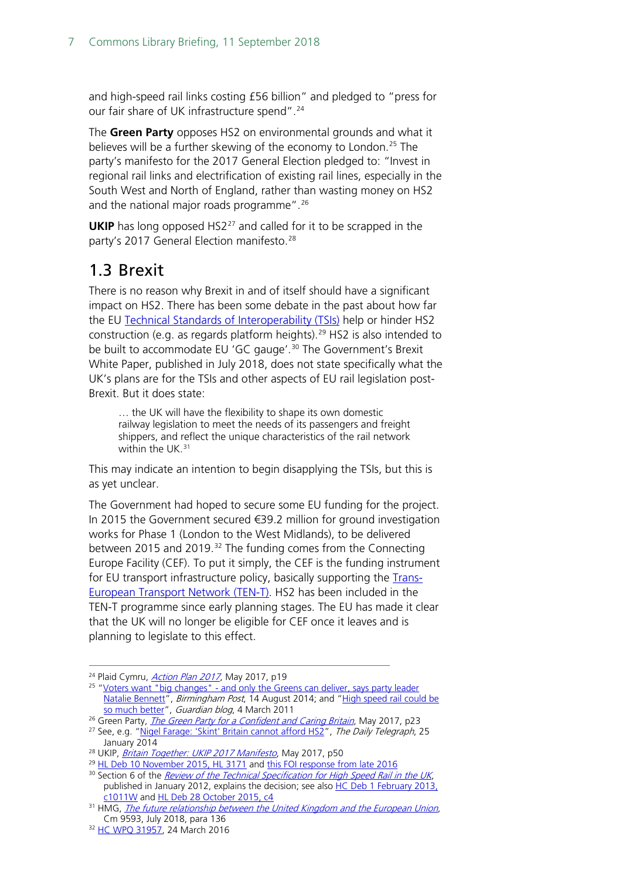and high-speed rail links costing £56 billion" and pledged to "press for our fair share of UK infrastructure spend".[24]

The **Green Party** opposes HS2 on environmental grounds and what it believes will be a further skewing of the economy to London.[25] The party's manifesto for the 2017 General Election pledged to: "Invest in regional rail links and electrification of existing rail lines, especially in the South West and North of England, rather than wasting money on HS2 and the national major roads programme".[26]

**UKIP** has long opposed HS2[27] and called for it to be scrapped in the party's 2017 General Election manifesto.[28]

## 1.3 Brexit

There is no reason why Brexit in and of itself should have a significant impact on HS2. There has been some debate in the past about how far the EU Technical Standards of Interoperability (TSIs) help or hinder HS2 construction (e.g. as regards platform heights).[29] HS2 is also intended to be built to accommodate EU 'GC gauge'.[30] The Government's Brexit White Paper, published in July 2018, does not state specifically what the UK's plans are for the TSIs and other aspects of EU rail legislation post-Brexit. But it does state:

> … the UK will have the flexibility to shape its own domestic railway legislation to meet the needs of its passengers and freight shippers, and reflect the unique characteristics of the rail network within the UK.[31]

This may indicate an intention to begin disapplying the TSIs, but this is as yet unclear.

The Government had hoped to secure some EU funding for the project. In 2015 the Government secured €39.2 million for ground investigation works for Phase 1 (London to the West Midlands), to be delivered between 2015 and 2019.[32] The funding comes from the Connecting Europe Facility (CEF). To put it simply, the CEF is the funding instrument for EU transport infrastructure policy, basically supporting the Trans-European Transport Network (TEN-T). HS2 has been included in the TEN-T programme since early planning stages. The EU has made it clear that the UK will no longer be eligible for CEF once it leaves and is planning to legislate to this effect.

---

[24] Plaid Cymru, *Action Plan 2017*, May 2017, p19

[25] "Voters want "big changes" - and only the Greens can deliver, says party leader Natalie Bennett", *Birmingham Post*, 14 August 2014; and "High speed rail could be so much better", *Guardian blog*, 4 March 2011

[26] Green Party, *The Green Party for a Confident and Caring Britain*, May 2017, p23

[27] See, e.g. "Nigel Farage: 'Skint' Britain cannot afford HS2", *The Daily Telegraph*, 25 January 2014

[28] UKIP, *Britain Together: UKIP 2017 Manifesto*, May 2017, p50

[29] HL Deb 10 November 2015, HL 3171 and this FOI response from late 2016

[30] Section 6 of the *Review of the Technical Specification for High Speed Rail in the UK*, published in January 2012, explains the decision; see also HC Deb 1 February 2013, c1011W and HL Deb 28 October 2015, c4

[31] HMG, *The future relationship between the United Kingdom and the European Union*, Cm 9593, July 2018, para 136

[32] HC WPQ 31957, 24 March 2016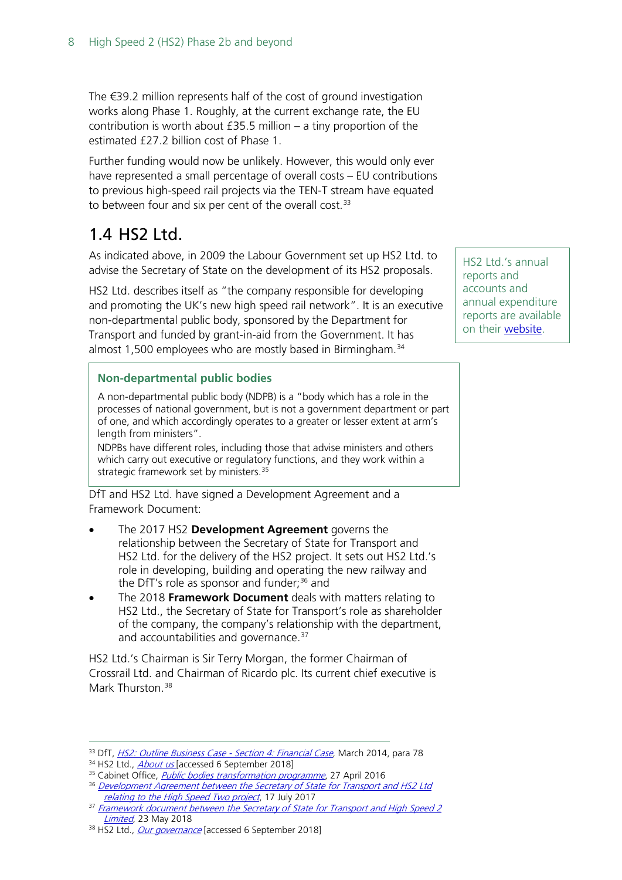The €39.2 million represents half of the cost of ground investigation works along Phase 1. Roughly, at the current exchange rate, the EU contribution is worth about £35.5 million – a tiny proportion of the estimated £27.2 billion cost of Phase 1.

Further funding would now be unlikely. However, this would only ever have represented a small percentage of overall costs – EU contributions to previous high-speed rail projects via the TEN-T stream have equated to between four and six per cent of the overall cost.[33]

## 1.4 HS2 Ltd.

As indicated above, in 2009 the Labour Government set up HS2 Ltd. to advise the Secretary of State on the development of its HS2 proposals.

HS2 Ltd. describes itself as "the company responsible for developing and promoting the UK's new high speed rail network". It is an executive non-departmental public body, sponsored by the Department for Transport and funded by grant-in-aid from the Government. It has almost 1,500 employees who are mostly based in Birmingham.[34]

> HS2 Ltd.'s annual reports and accounts and annual expenditure reports are available on their website.

> **Non-departmental public bodies**
>
> A non-departmental public body (NDPB) is a "body which has a role in the processes of national government, but is not a government department or part of one, and which accordingly operates to a greater or lesser extent at arm's length from ministers".
>
> NDPBs have different roles, including those that advise ministers and others which carry out executive or regulatory functions, and they work within a strategic framework set by ministers.[35]

DfT and HS2 Ltd. have signed a Development Agreement and a Framework Document:

- The 2017 HS2 **Development Agreement** governs the relationship between the Secretary of State for Transport and HS2 Ltd. for the delivery of the HS2 project. It sets out HS2 Ltd.'s role in developing, building and operating the new railway and the DfT's role as sponsor and funder;[36] and
- The 2018 **Framework Document** deals with matters relating to HS2 Ltd., the Secretary of State for Transport's role as shareholder of the company, the company's relationship with the department, and accountabilities and governance.[37]

HS2 Ltd.'s Chairman is Sir Terry Morgan, the former Chairman of Crossrail Ltd. and Chairman of Ricardo plc. Its current chief executive is Mark Thurston.[38]

---

[33] DfT, *HS2: Outline Business Case - Section 4: Financial Case*, March 2014, para 78

[34] HS2 Ltd., *About us* [accessed 6 September 2018]

[35] Cabinet Office, *Public bodies transformation programme*, 27 April 2016

[36] *Development Agreement between the Secretary of State for Transport and HS2 Ltd relating to the High Speed Two project*, 17 July 2017

[37] *Framework document between the Secretary of State for Transport and High Speed 2 Limited*, 23 May 2018

[38] HS2 Ltd., *Our governance* [accessed 6 September 2018]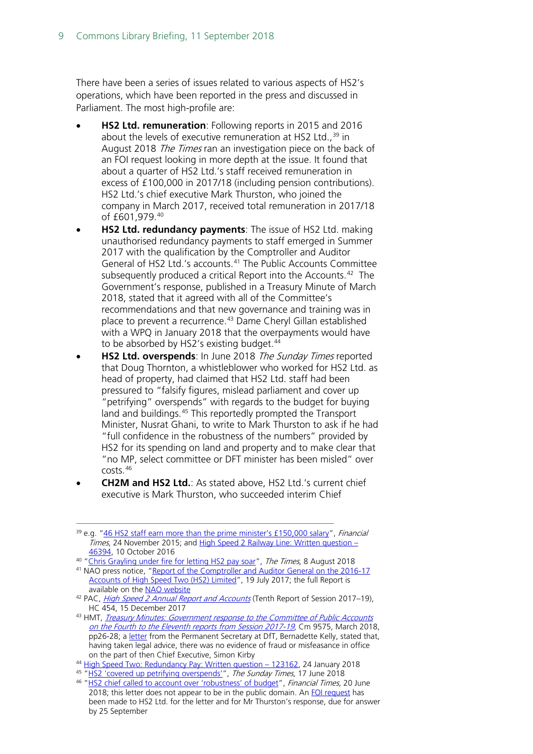There have been a series of issues related to various aspects of HS2's operations, which have been reported in the press and discussed in Parliament. The most high-profile are:

- **HS2 Ltd. remuneration**: Following reports in 2015 and 2016 about the levels of executive remuneration at HS2 Ltd.,[39] in August 2018 *The Times* ran an investigation piece on the back of an FOI request looking in more depth at the issue. It found that about a quarter of HS2 Ltd.'s staff received remuneration in excess of £100,000 in 2017/18 (including pension contributions). HS2 Ltd.'s chief executive Mark Thurston, who joined the company in March 2017, received total remuneration in 2017/18 of £601,979.[40]
- **HS2 Ltd. redundancy payments**: The issue of HS2 Ltd. making unauthorised redundancy payments to staff emerged in Summer 2017 with the qualification by the Comptroller and Auditor General of HS2 Ltd.'s accounts.[41] The Public Accounts Committee subsequently produced a critical Report into the Accounts.[42] The Government's response, published in a Treasury Minute of March 2018, stated that it agreed with all of the Committee's recommendations and that new governance and training was in place to prevent a recurrence.[43] Dame Cheryl Gillan established with a WPQ in January 2018 that the overpayments would have to be absorbed by HS2's existing budget.[44]
- **HS2 Ltd. overspends**: In June 2018 *The Sunday Times* reported that Doug Thornton, a whistleblower who worked for HS2 Ltd. as head of property, had claimed that HS2 Ltd. staff had been pressured to "falsify figures, mislead parliament and cover up "petrifying" overspends" with regards to the budget for buying land and buildings.[45] This reportedly prompted the Transport Minister, Nusrat Ghani, to write to Mark Thurston to ask if he had "full confidence in the robustness of the numbers" provided by HS2 for its spending on land and property and to make clear that "no MP, select committee or DFT minister has been misled" over costs.[46]
- **CH2M and HS2 Ltd.**: As stated above, HS2 Ltd.'s current chief executive is Mark Thurston, who succeeded interim Chief

---

[39] e.g. "46 HS2 staff earn more than the prime minister's £150,000 salary", *Financial Times*, 24 November 2015; and High Speed 2 Railway Line: Written question – 46394, 10 October 2016

[40] "Chris Grayling under fire for letting HS2 pay soar", *The Times*, 8 August 2018

[41] NAO press notice, "Report of the Comptroller and Auditor General on the 2016-17 Accounts of High Speed Two (HS2) Limited", 19 July 2017; the full Report is available on the NAO website

[42] PAC, *High Speed 2 Annual Report and Accounts* (Tenth Report of Session 2017–19), HC 454, 15 December 2017

[43] HMT, *Treasury Minutes: Government response to the Committee of Public Accounts on the Fourth to the Eleventh reports from Session 2017-19*, Cm 9575, March 2018, pp26-28; a letter from the Permanent Secretary at DfT, Bernadette Kelly, stated that, having taken legal advice, there was no evidence of fraud or misfeasance in office on the part of then Chief Executive, Simon Kirby

[44] High Speed Two: Redundancy Pay: Written question – 123162, 24 January 2018

[45] "HS2 'covered up petrifying overspends'", *The Sunday Times*, 17 June 2018

[46] "HS2 chief called to account over 'robustness' of budget", *Financial Times*, 20 June 2018; this letter does not appear to be in the public domain. An FOI request has been made to HS2 Ltd. for the letter and for Mr Thurston's response, due for answer by 25 September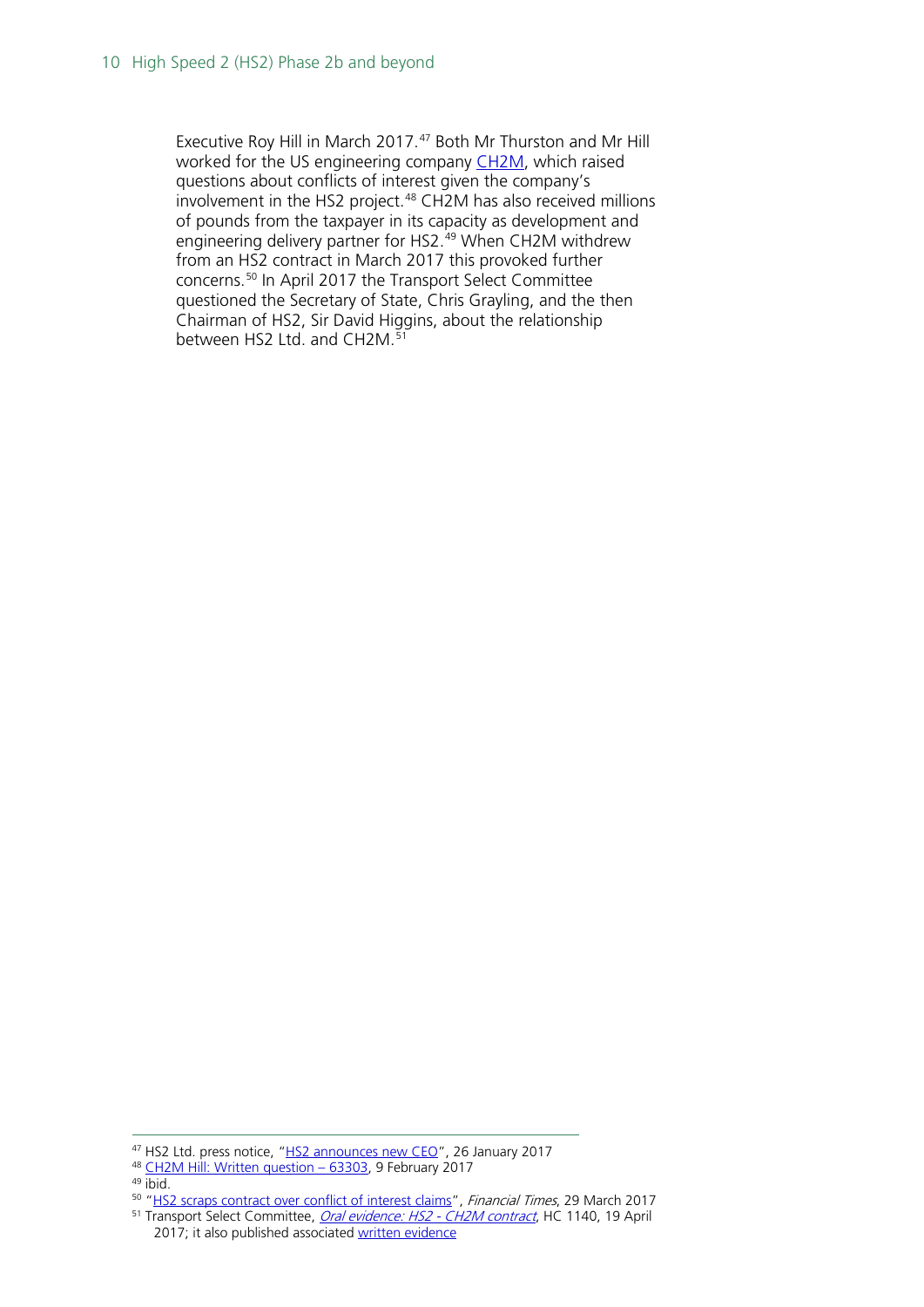Executive Roy Hill in March 2017.[47] Both Mr Thurston and Mr Hill worked for the US engineering company CH2M, which raised questions about conflicts of interest given the company's involvement in the HS2 project.[48] CH2M has also received millions of pounds from the taxpayer in its capacity as development and engineering delivery partner for HS2.[49] When CH2M withdrew from an HS2 contract in March 2017 this provoked further concerns.[50] In April 2017 the Transport Select Committee questioned the Secretary of State, Chris Grayling, and the then Chairman of HS2, Sir David Higgins, about the relationship between HS2 Ltd. and CH2M.[51]

---

[47] HS2 Ltd. press notice, "HS2 announces new CEO", 26 January 2017

[48] CH2M Hill: Written question – 63303, 9 February 2017

[49] ibid.

[50] "HS2 scraps contract over conflict of interest claims", *Financial Times*, 29 March 2017

[51] Transport Select Committee, *Oral evidence: HS2 - CH2M contract*, HC 1140, 19 April 2017; it also published associated written evidence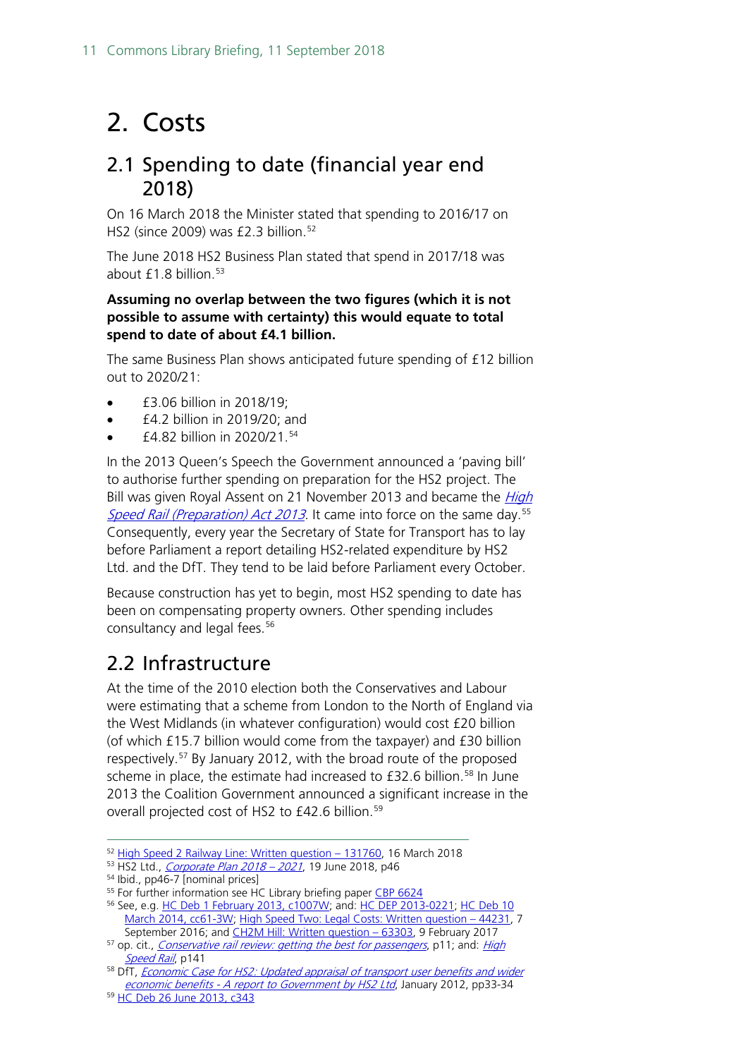# 2. Costs

## 2.1 Spending to date (financial year end 2018)

On 16 March 2018 the Minister stated that spending to 2016/17 on HS2 (since 2009) was £2.3 billion.[52]

The June 2018 HS2 Business Plan stated that spend in 2017/18 was about £1.8 billion.[53]

**Assuming no overlap between the two figures (which it is not possible to assume with certainty) this would equate to total spend to date of about £4.1 billion.**

The same Business Plan shows anticipated future spending of £12 billion out to 2020/21:

- £3.06 billion in 2018/19;
- £4.2 billion in 2019/20; and
- £4.82 billion in 2020/21.[54]

In the 2013 Queen's Speech the Government announced a 'paving bill' to authorise further spending on preparation for the HS2 project. The Bill was given Royal Assent on 21 November 2013 and became the *High Speed Rail (Preparation) Act 2013*. It came into force on the same day.[55] Consequently, every year the Secretary of State for Transport has to lay before Parliament a report detailing HS2-related expenditure by HS2 Ltd. and the DfT. They tend to be laid before Parliament every October.

Because construction has yet to begin, most HS2 spending to date has been on compensating property owners. Other spending includes consultancy and legal fees.[56]

## 2.2 Infrastructure

At the time of the 2010 election both the Conservatives and Labour were estimating that a scheme from London to the North of England via the West Midlands (in whatever configuration) would cost £20 billion (of which £15.7 billion would come from the taxpayer) and £30 billion respectively.[57] By January 2012, with the broad route of the proposed scheme in place, the estimate had increased to £32.6 billion.[58] In June 2013 the Coalition Government announced a significant increase in the overall projected cost of HS2 to £42.6 billion.[59]

---

[52] High Speed 2 Railway Line: Written question – 131760, 16 March 2018

[53] HS2 Ltd., *Corporate Plan 2018 – 2021*, 19 June 2018, p46

[54] Ibid., pp46-7 [nominal prices]

[55] For further information see HC Library briefing paper CBP 6624

[56] See, e.g. HC Deb 1 February 2013, c1007W; and: HC DEP 2013-0221; HC Deb 10 March 2014, cc61-3W; High Speed Two: Legal Costs: Written question – 44231, 7 September 2016; and CH2M Hill: Written question – 63303, 9 February 2017

[57] op. cit., *Conservative rail review: getting the best for passengers*, p11; and: *High Speed Rail*, p141

[58] DfT, *Economic Case for HS2: Updated appraisal of transport user benefits and wider economic benefits - A report to Government by HS2 Ltd*, January 2012, pp33-34

[59] HC Deb 26 June 2013, c343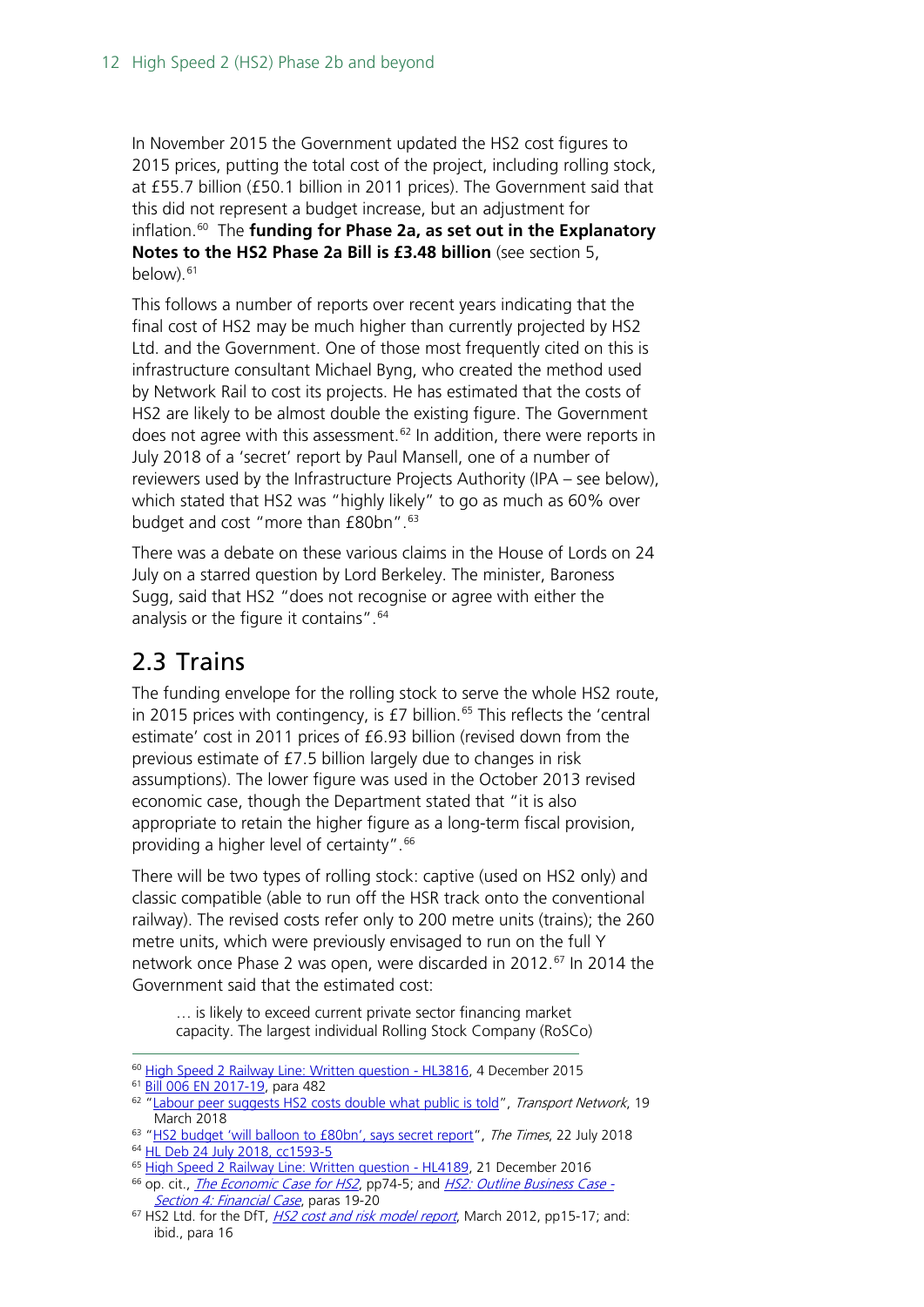In November 2015 the Government updated the HS2 cost figures to 2015 prices, putting the total cost of the project, including rolling stock, at £55.7 billion (£50.1 billion in 2011 prices). The Government said that this did not represent a budget increase, but an adjustment for inflation.[60] The **funding for Phase 2a, as set out in the Explanatory Notes to the HS2 Phase 2a Bill is £3.48 billion** (see section 5, below).[61]

This follows a number of reports over recent years indicating that the final cost of HS2 may be much higher than currently projected by HS2 Ltd. and the Government. One of those most frequently cited on this is infrastructure consultant Michael Byng, who created the method used by Network Rail to cost its projects. He has estimated that the costs of HS2 are likely to be almost double the existing figure. The Government does not agree with this assessment.[62] In addition, there were reports in July 2018 of a 'secret' report by Paul Mansell, one of a number of reviewers used by the Infrastructure Projects Authority (IPA – see below), which stated that HS2 was "highly likely" to go as much as 60% over budget and cost "more than £80bn".[63]

There was a debate on these various claims in the House of Lords on 24 July on a starred question by Lord Berkeley. The minister, Baroness Sugg, said that HS2 "does not recognise or agree with either the analysis or the figure it contains".[64]

## 2.3 Trains

The funding envelope for the rolling stock to serve the whole HS2 route, in 2015 prices with contingency, is £7 billion.[65] This reflects the 'central estimate' cost in 2011 prices of £6.93 billion (revised down from the previous estimate of £7.5 billion largely due to changes in risk assumptions). The lower figure was used in the October 2013 revised economic case, though the Department stated that "it is also appropriate to retain the higher figure as a long-term fiscal provision, providing a higher level of certainty".[66]

There will be two types of rolling stock: captive (used on HS2 only) and classic compatible (able to run off the HSR track onto the conventional railway). The revised costs refer only to 200 metre units (trains); the 260 metre units, which were previously envisaged to run on the full Y network once Phase 2 was open, were discarded in 2012.[67] In 2014 the Government said that the estimated cost:

> … is likely to exceed current private sector financing market capacity. The largest individual Rolling Stock Company (RoSCo)

---

[60] High Speed 2 Railway Line: Written question - HL3816, 4 December 2015

[61] Bill 006 EN 2017-19, para 482

[62] "Labour peer suggests HS2 costs double what public is told", *Transport Network*, 19 March 2018

[63] "HS2 budget 'will balloon to £80bn', says secret report", *The Times*, 22 July 2018

[64] HL Deb 24 July 2018, cc1593-5

[65] High Speed 2 Railway Line: Written question - HL4189, 21 December 2016

[66] op. cit., *The Economic Case for HS2*, pp74-5; and *HS2: Outline Business Case - Section 4: Financial Case*, paras 19-20

[67] HS2 Ltd. for the DfT, *HS2 cost and risk model report*, March 2012, pp15-17; and: ibid., para 16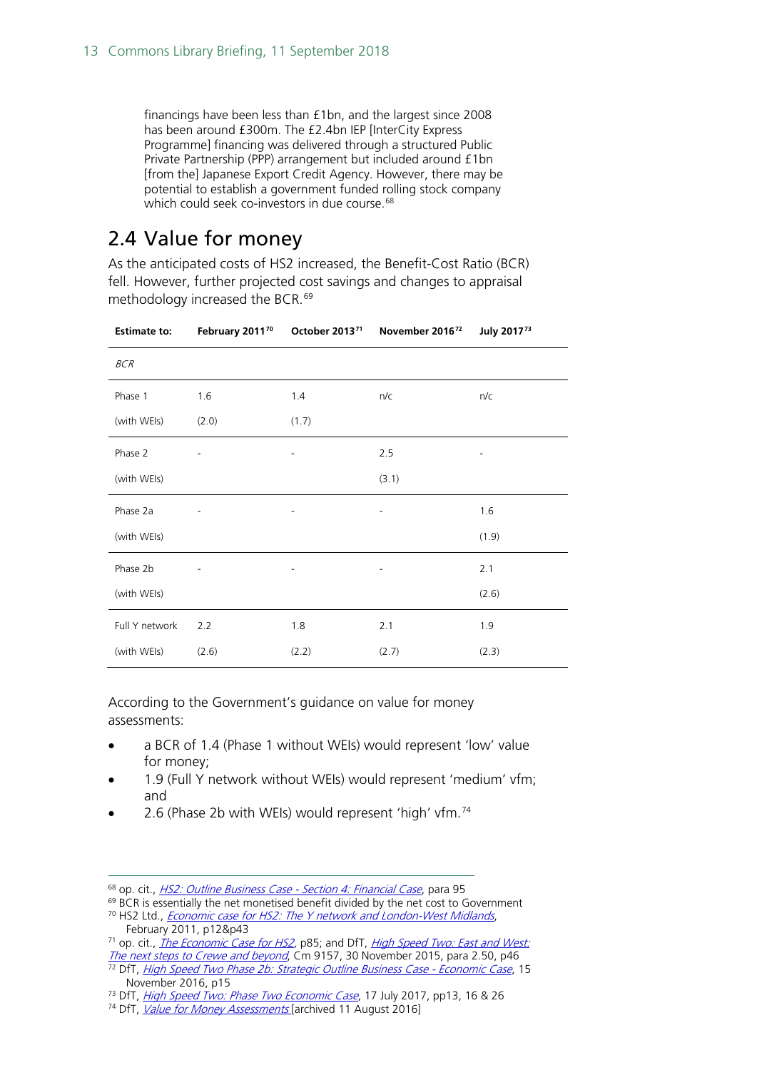financings have been less than £1bn, and the largest since 2008 has been around £300m. The £2.4bn IEP [InterCity Express Programme] financing was delivered through a structured Public Private Partnership (PPP) arrangement but included around £1bn [from the] Japanese Export Credit Agency. However, there may be potential to establish a government funded rolling stock company which could seek co-investors in due course.[68]

## 2.4 Value for money

As the anticipated costs of HS2 increased, the Benefit-Cost Ratio (BCR) fell. However, further projected cost savings and changes to appraisal methodology increased the BCR.[69]

| Estimate to: | February 2011[70] | October 2013[71] | November 2016[72] | July 2017[73] |
|---|---|---|---|---|
| *BCR* | | | | |
| Phase 1 | 1.6 | 1.4 | n/c | n/c |
| (with WEIs) | (2.0) | (1.7) | | |
| Phase 2 | - | - | 2.5 | - |
| (with WEIs) | | | (3.1) | |
| Phase 2a | - | - | - | 1.6 |
| (with WEIs) | | | | (1.9) |
| Phase 2b | - | - | - | 2.1 |
| (with WEIs) | | | | (2.6) |
| Full Y network | 2.2 | 1.8 | 2.1 | 1.9 |
| (with WEIs) | (2.6) | (2.2) | (2.7) | (2.3) |

According to the Government's guidance on value for money assessments:

- a BCR of 1.4 (Phase 1 without WEIs) would represent 'low' value for money;
- 1.9 (Full Y network without WEIs) would represent 'medium' vfm; and
- 2.6 (Phase 2b with WEIs) would represent 'high' vfm.[74]

---

[68] op. cit., *HS2: Outline Business Case - Section 4: Financial Case*, para 95

[69] BCR is essentially the net monetised benefit divided by the net cost to Government

[70] HS2 Ltd., *Economic case for HS2: The Y network and London-West Midlands*, February 2011, p12&p43

[71] op. cit., *The Economic Case for HS2*, p85; and DfT, *High Speed Two: East and West: The next steps to Crewe and beyond*, Cm 9157, 30 November 2015, para 2.50, p46

[72] DfT, *High Speed Two Phase 2b: Strategic Outline Business Case - Economic Case*, 15 November 2016, p15

[73] DfT, *High Speed Two: Phase Two Economic Case*, 17 July 2017, pp13, 16 & 26

[74] DfT, *Value for Money Assessments* [archived 11 August 2016]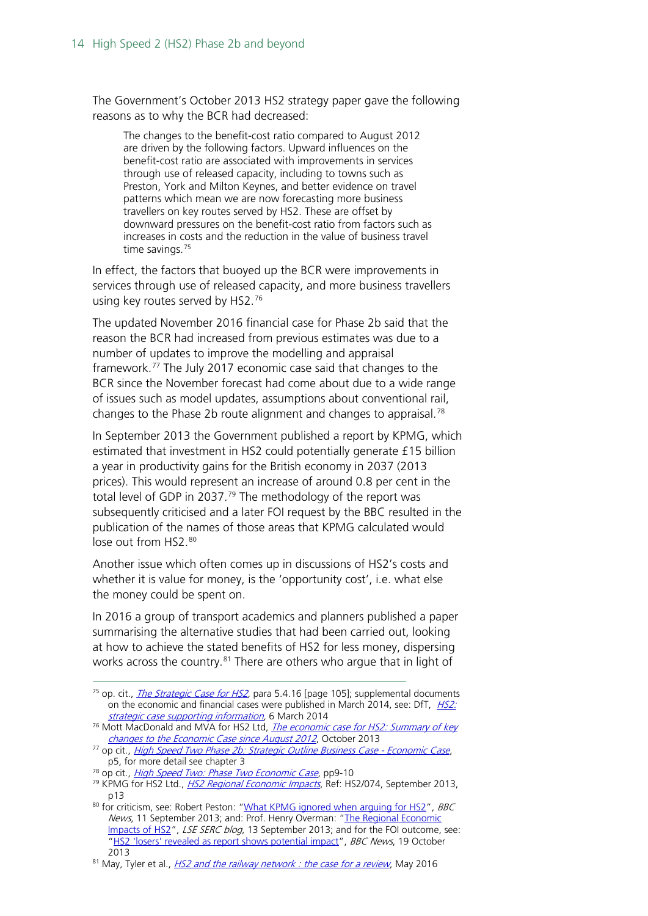The Government's October 2013 HS2 strategy paper gave the following reasons as to why the BCR had decreased:

> The changes to the benefit-cost ratio compared to August 2012 are driven by the following factors. Upward influences on the benefit-cost ratio are associated with improvements in services through use of released capacity, including to towns such as Preston, York and Milton Keynes, and better evidence on travel patterns which mean we are now forecasting more business travellers on key routes served by HS2. These are offset by downward pressures on the benefit-cost ratio from factors such as increases in costs and the reduction in the value of business travel time savings.[75]

In effect, the factors that buoyed up the BCR were improvements in services through use of released capacity, and more business travellers using key routes served by HS2.[76]

The updated November 2016 financial case for Phase 2b said that the reason the BCR had increased from previous estimates was due to a number of updates to improve the modelling and appraisal framework.[77] The July 2017 economic case said that changes to the BCR since the November forecast had come about due to a wide range of issues such as model updates, assumptions about conventional rail, changes to the Phase 2b route alignment and changes to appraisal.[78]

In September 2013 the Government published a report by KPMG, which estimated that investment in HS2 could potentially generate £15 billion a year in productivity gains for the British economy in 2037 (2013 prices). This would represent an increase of around 0.8 per cent in the total level of GDP in 2037.[79] The methodology of the report was subsequently criticised and a later FOI request by the BBC resulted in the publication of the names of those areas that KPMG calculated would lose out from HS2.[80]

Another issue which often comes up in discussions of HS2's costs and whether it is value for money, is the 'opportunity cost', i.e. what else the money could be spent on.

In 2016 a group of transport academics and planners published a paper summarising the alternative studies that had been carried out, looking at how to achieve the stated benefits of HS2 for less money, dispersing works across the country.[81] There are others who argue that in light of

---

[75] op. cit., *The Strategic Case for HS2*, para 5.4.16 [page 105]; supplemental documents on the economic and financial cases were published in March 2014, see: DfT, *HS2: strategic case supporting information*, 6 March 2014

[76] Mott MacDonald and MVA for HS2 Ltd, *The economic case for HS2: Summary of key changes to the Economic Case since August 2012*, October 2013

[77] op cit., *High Speed Two Phase 2b: Strategic Outline Business Case - Economic Case*, p5, for more detail see chapter 3

[78] op cit., *High Speed Two: Phase Two Economic Case*, pp9-10

[79] KPMG for HS2 Ltd., *HS2 Regional Economic Impacts*, Ref: HS2/074, September 2013, p13

[80] for criticism, see: Robert Peston: "What KPMG ignored when arguing for HS2", *BBC News*, 11 September 2013; and: Prof. Henry Overman: "The Regional Economic Impacts of HS2", *LSE SERC blog*, 13 September 2013; and for the FOI outcome, see: "HS2 'losers' revealed as report shows potential impact", *BBC News*, 19 October 2013

[81] May, Tyler et al., *HS2 and the railway network : the case for a review*, May 2016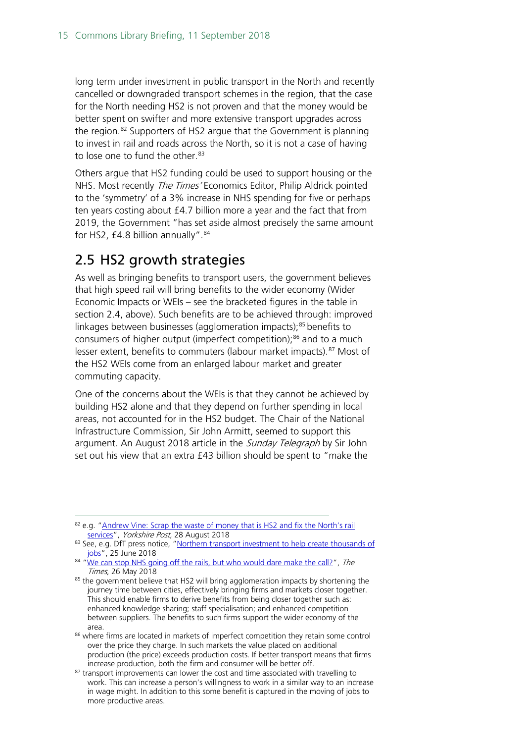long term under investment in public transport in the North and recently cancelled or downgraded transport schemes in the region, that the case for the North needing HS2 is not proven and that the money would be better spent on swifter and more extensive transport upgrades across the region.[82] Supporters of HS2 argue that the Government is planning to invest in rail and roads across the North, so it is not a case of having to lose one to fund the other.[83]

Others argue that HS2 funding could be used to support housing or the NHS. Most recently *The Times'* Economics Editor, Philip Aldrick pointed to the 'symmetry' of a 3% increase in NHS spending for five or perhaps ten years costing about £4.7 billion more a year and the fact that from 2019, the Government "has set aside almost precisely the same amount for HS2, £4.8 billion annually".[84]

## 2.5 HS2 growth strategies

As well as bringing benefits to transport users, the government believes that high speed rail will bring benefits to the wider economy (Wider Economic Impacts or WEIs – see the bracketed figures in the table in section 2.4, above). Such benefits are to be achieved through: improved linkages between businesses (agglomeration impacts);[85] benefits to consumers of higher output (imperfect competition);[86] and to a much lesser extent, benefits to commuters (labour market impacts).[87] Most of the HS2 WEIs come from an enlarged labour market and greater commuting capacity.

One of the concerns about the WEIs is that they cannot be achieved by building HS2 alone and that they depend on further spending in local areas, not accounted for in the HS2 budget. The Chair of the National Infrastructure Commission, Sir John Armitt, seemed to support this argument. An August 2018 article in the *Sunday Telegraph* by Sir John set out his view that an extra £43 billion should be spent to "make the

---

[82] e.g. "Andrew Vine: Scrap the waste of money that is HS2 and fix the North's rail services", *Yorkshire Post*, 28 August 2018

[83] See, e.g. DfT press notice, "Northern transport investment to help create thousands of jobs", 25 June 2018

[84] "We can stop NHS going off the rails, but who would dare make the call?", *The Times*, 26 May 2018

[85] the government believe that HS2 will bring agglomeration impacts by shortening the journey time between cities, effectively bringing firms and markets closer together. This should enable firms to derive benefits from being closer together such as: enhanced knowledge sharing; staff specialisation; and enhanced competition between suppliers. The benefits to such firms support the wider economy of the area.

[86] where firms are located in markets of imperfect competition they retain some control over the price they charge. In such markets the value placed on additional production (the price) exceeds production costs. If better transport means that firms increase production, both the firm and consumer will be better off.

[87] transport improvements can lower the cost and time associated with travelling to work. This can increase a person's willingness to work in a similar way to an increase in wage might. In addition to this some benefit is captured in the moving of jobs to more productive areas.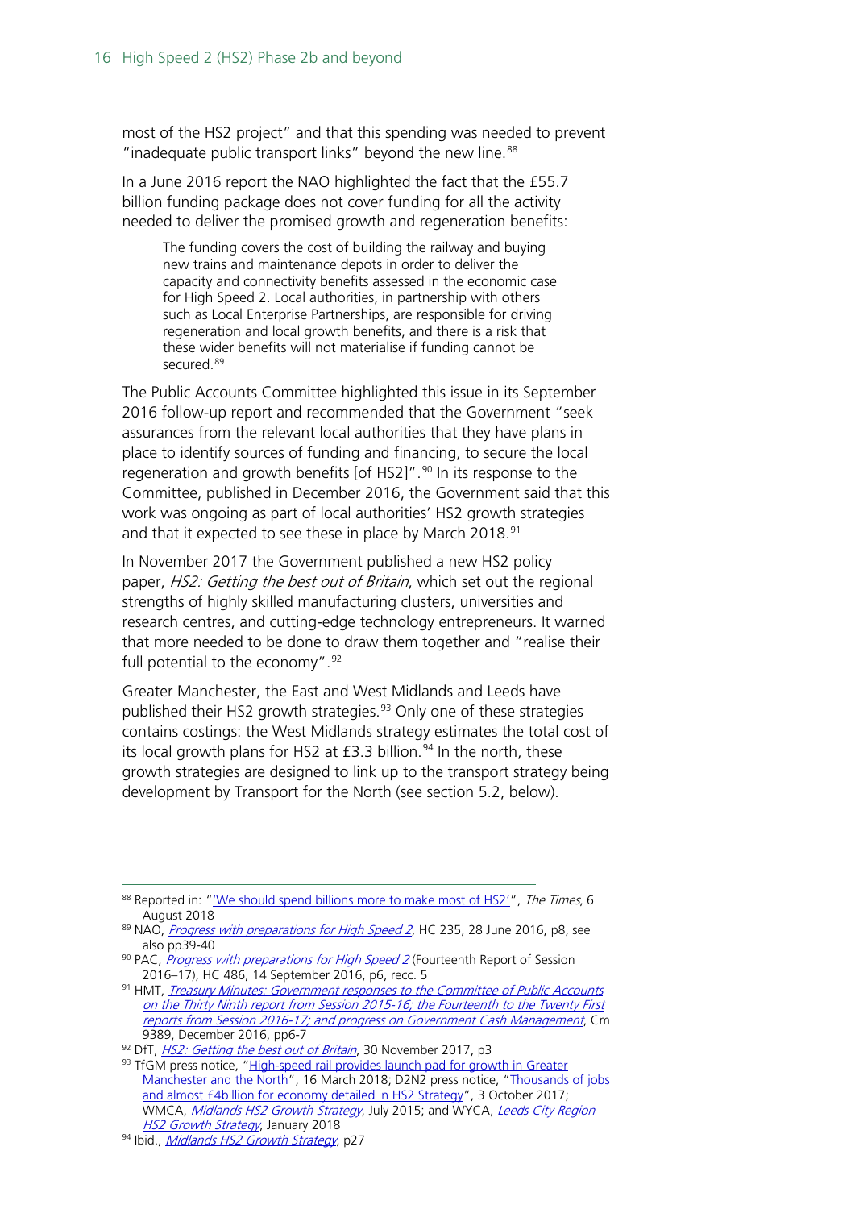most of the HS2 project" and that this spending was needed to prevent "inadequate public transport links" beyond the new line.[88]

In a June 2016 report the NAO highlighted the fact that the £55.7 billion funding package does not cover funding for all the activity needed to deliver the promised growth and regeneration benefits:

> The funding covers the cost of building the railway and buying new trains and maintenance depots in order to deliver the capacity and connectivity benefits assessed in the economic case for High Speed 2. Local authorities, in partnership with others such as Local Enterprise Partnerships, are responsible for driving regeneration and local growth benefits, and there is a risk that these wider benefits will not materialise if funding cannot be secured.[89]

The Public Accounts Committee highlighted this issue in its September 2016 follow-up report and recommended that the Government "seek assurances from the relevant local authorities that they have plans in place to identify sources of funding and financing, to secure the local regeneration and growth benefits [of HS2]".[90] In its response to the Committee, published in December 2016, the Government said that this work was ongoing as part of local authorities' HS2 growth strategies and that it expected to see these in place by March 2018.[91]

In November 2017 the Government published a new HS2 policy paper, *HS2: Getting the best out of Britain*, which set out the regional strengths of highly skilled manufacturing clusters, universities and research centres, and cutting-edge technology entrepreneurs. It warned that more needed to be done to draw them together and "realise their full potential to the economy".[92]

Greater Manchester, the East and West Midlands and Leeds have published their HS2 growth strategies.[93] Only one of these strategies contains costings: the West Midlands strategy estimates the total cost of its local growth plans for HS2 at £3.3 billion.[94] In the north, these growth strategies are designed to link up to the transport strategy being development by Transport for the North (see section 5.2, below).

---

[88] Reported in: "'We should spend billions more to make most of HS2'", *The Times*, 6 August 2018

[89] NAO, *Progress with preparations for High Speed 2*, HC 235, 28 June 2016, p8, see also pp39-40

[90] PAC, *Progress with preparations for High Speed 2* (Fourteenth Report of Session 2016–17), HC 486, 14 September 2016, p6, recc. 5

[91] HMT, *Treasury Minutes: Government responses to the Committee of Public Accounts on the Thirty Ninth report from Session 2015-16; the Fourteenth to the Twenty First reports from Session 2016-17; and progress on Government Cash Management*, Cm 9389, December 2016, pp6-7

[92] DfT, *HS2: Getting the best out of Britain*, 30 November 2017, p3

[93] TfGM press notice, "High-speed rail provides launch pad for growth in Greater Manchester and the North", 16 March 2018; D2N2 press notice, "Thousands of jobs and almost £4billion for economy detailed in HS2 Strategy", 3 October 2017; WMCA, *Midlands HS2 Growth Strategy*, July 2015; and WYCA, *Leeds City Region HS2 Growth Strategy*, January 2018

[94] Ibid., *Midlands HS2 Growth Strategy*, p27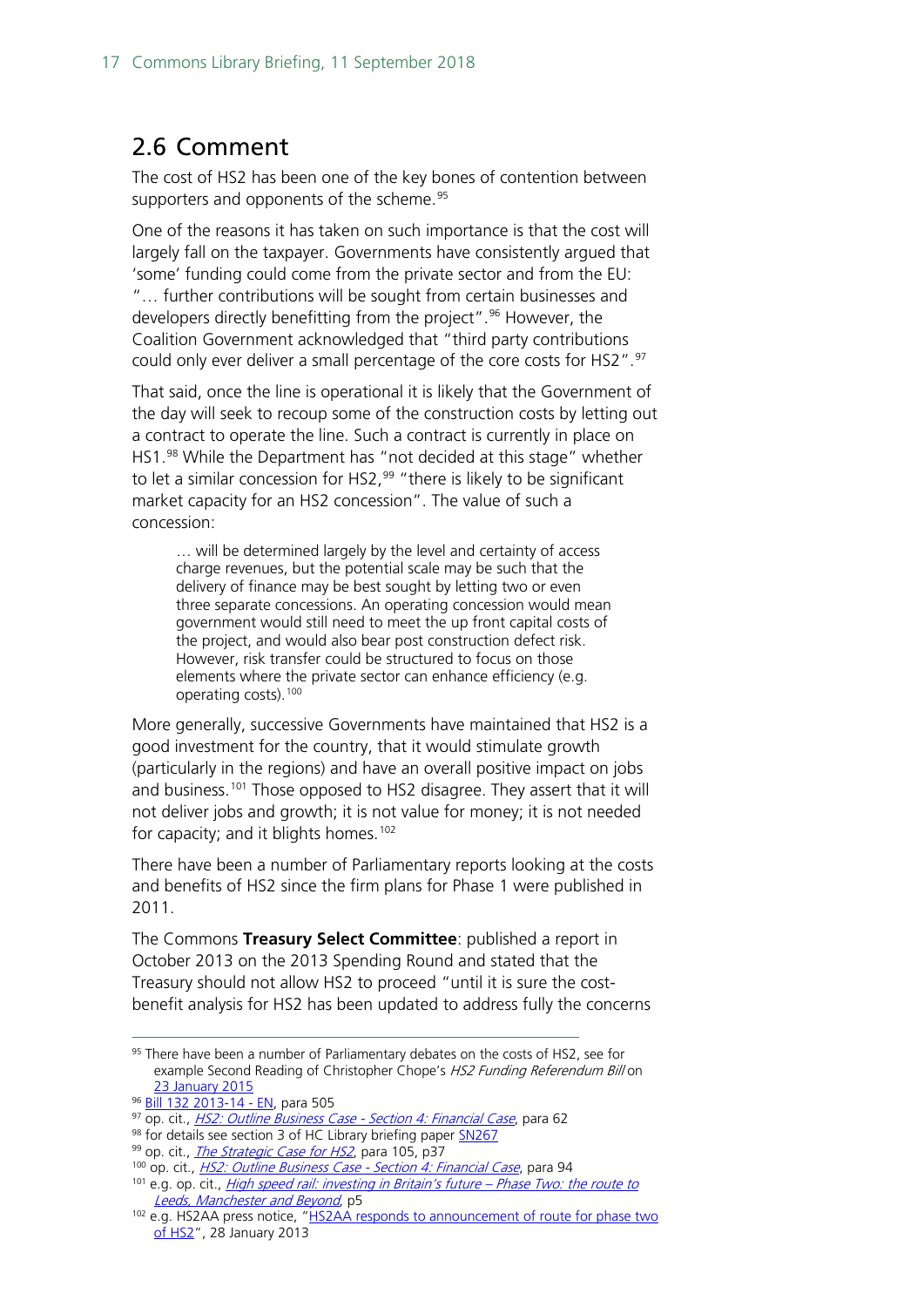## 2.6 Comment

The cost of HS2 has been one of the key bones of contention between supporters and opponents of the scheme.[95]

One of the reasons it has taken on such importance is that the cost will largely fall on the taxpayer. Governments have consistently argued that 'some' funding could come from the private sector and from the EU: "… further contributions will be sought from certain businesses and developers directly benefitting from the project".[96] However, the Coalition Government acknowledged that "third party contributions could only ever deliver a small percentage of the core costs for HS2".[97]

That said, once the line is operational it is likely that the Government of the day will seek to recoup some of the construction costs by letting out a contract to operate the line. Such a contract is currently in place on HS1.[98] While the Department has "not decided at this stage" whether to let a similar concession for HS2,[99] "there is likely to be significant market capacity for an HS2 concession". The value of such a concession:

> … will be determined largely by the level and certainty of access charge revenues, but the potential scale may be such that the delivery of finance may be best sought by letting two or even three separate concessions. An operating concession would mean government would still need to meet the up front capital costs of the project, and would also bear post construction defect risk. However, risk transfer could be structured to focus on those elements where the private sector can enhance efficiency (e.g. operating costs).[100]

More generally, successive Governments have maintained that HS2 is a good investment for the country, that it would stimulate growth (particularly in the regions) and have an overall positive impact on jobs and business.[101] Those opposed to HS2 disagree. They assert that it will not deliver jobs and growth; it is not value for money; it is not needed for capacity; and it blights homes.[102]

There have been a number of Parliamentary reports looking at the costs and benefits of HS2 since the firm plans for Phase 1 were published in 2011.

The Commons **Treasury Select Committee**: published a report in October 2013 on the 2013 Spending Round and stated that the Treasury should not allow HS2 to proceed "until it is sure the cost-benefit analysis for HS2 has been updated to address fully the concerns

---

[95] There have been a number of Parliamentary debates on the costs of HS2, see for example Second Reading of Christopher Chope's *HS2 Funding Referendum Bill* on 23 January 2015

[96] Bill 132 2013-14 - EN, para 505

[97] op. cit., *HS2: Outline Business Case - Section 4: Financial Case*, para 62

[98] for details see section 3 of HC Library briefing paper SN267

[99] op. cit., *The Strategic Case for HS2*, para 105, p37

[100] op. cit., *HS2: Outline Business Case - Section 4: Financial Case*, para 94

[101] e.g. op. cit., *High speed rail: investing in Britain's future – Phase Two: the route to Leeds, Manchester and Beyond*, p5

[102] e.g. HS2AA press notice, "HS2AA responds to announcement of route for phase two of HS2", 28 January 2013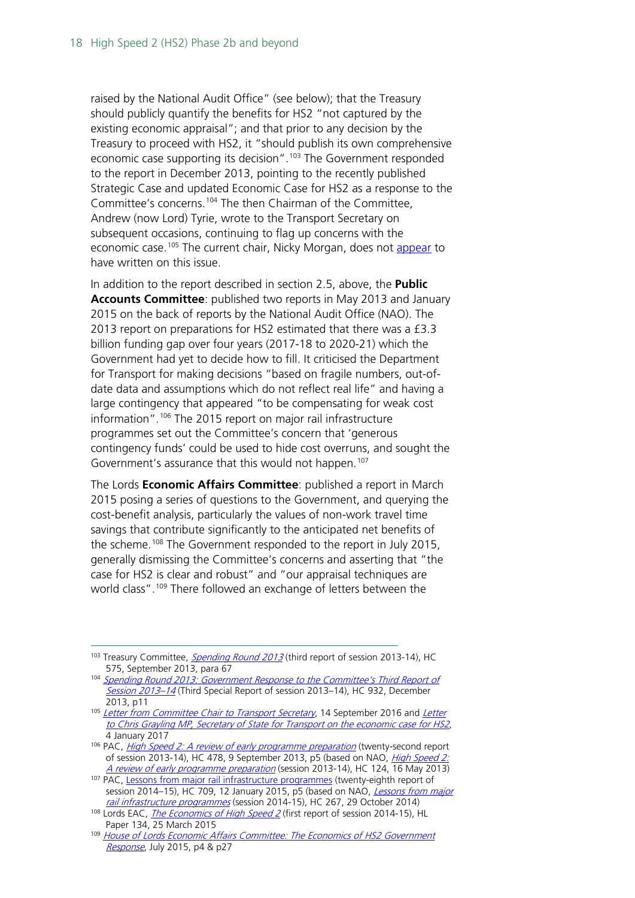raised by the National Audit Office" (see below); that the Treasury should publicly quantify the benefits for HS2 "not captured by the existing economic appraisal"; and that prior to any decision by the Treasury to proceed with HS2, it "should publish its own comprehensive economic case supporting its decision".[103] The Government responded to the report in December 2013, pointing to the recently published Strategic Case and updated Economic Case for HS2 as a response to the Committee's concerns.[104] The then Chairman of the Committee, Andrew (now Lord) Tyrie, wrote to the Transport Secretary on subsequent occasions, continuing to flag up concerns with the economic case.[105] The current chair, Nicky Morgan, does not appear to have written on this issue.

In addition to the report described in section 2.5, above, the **Public Accounts Committee**: published two reports in May 2013 and January 2015 on the back of reports by the National Audit Office (NAO). The 2013 report on preparations for HS2 estimated that there was a £3.3 billion funding gap over four years (2017-18 to 2020-21) which the Government had yet to decide how to fill. It criticised the Department for Transport for making decisions "based on fragile numbers, out-of-date data and assumptions which do not reflect real life" and having a large contingency that appeared "to be compensating for weak cost information".[106] The 2015 report on major rail infrastructure programmes set out the Committee's concern that 'generous contingency funds' could be used to hide cost overruns, and sought the Government's assurance that this would not happen.[107]

The Lords **Economic Affairs Committee**: published a report in March 2015 posing a series of questions to the Government, and querying the cost-benefit analysis, particularly the values of non-work travel time savings that contribute significantly to the anticipated net benefits of the scheme.[108] The Government responded to the report in July 2015, generally dismissing the Committee's concerns and asserting that "the case for HS2 is clear and robust" and "our appraisal techniques are world class".[109] There followed an exchange of letters between the

---

[103] Treasury Committee, *Spending Round 2013* (third report of session 2013-14), HC 575, September 2013, para 67

[104] *Spending Round 2013: Government Response to the Committee's Third Report of Session 2013–14* (Third Special Report of session 2013–14), HC 932, December 2013, p11

[105] *Letter from Committee Chair to Transport Secretary*, 14 September 2016 and *Letter to Chris Grayling MP, Secretary of State for Transport on the economic case for HS2*, 4 January 2017

[106] PAC, *High Speed 2: A review of early programme preparation* (twenty-second report of session 2013-14), HC 478, 9 September 2013, p5 (based on NAO, *High Speed 2: A review of early programme preparation* (session 2013-14), HC 124, 16 May 2013)

[107] PAC, Lessons from major rail infrastructure programmes (twenty-eighth report of session 2014–15), HC 709, 12 January 2015, p5 (based on NAO, *Lessons from major rail infrastructure programmes* (session 2014-15), HC 267, 29 October 2014)

[108] Lords EAC, *The Economics of High Speed 2* (first report of session 2014-15), HL Paper 134, 25 March 2015

[109] *House of Lords Economic Affairs Committee: The Economics of HS2 Government Response*, July 2015, p4 & p27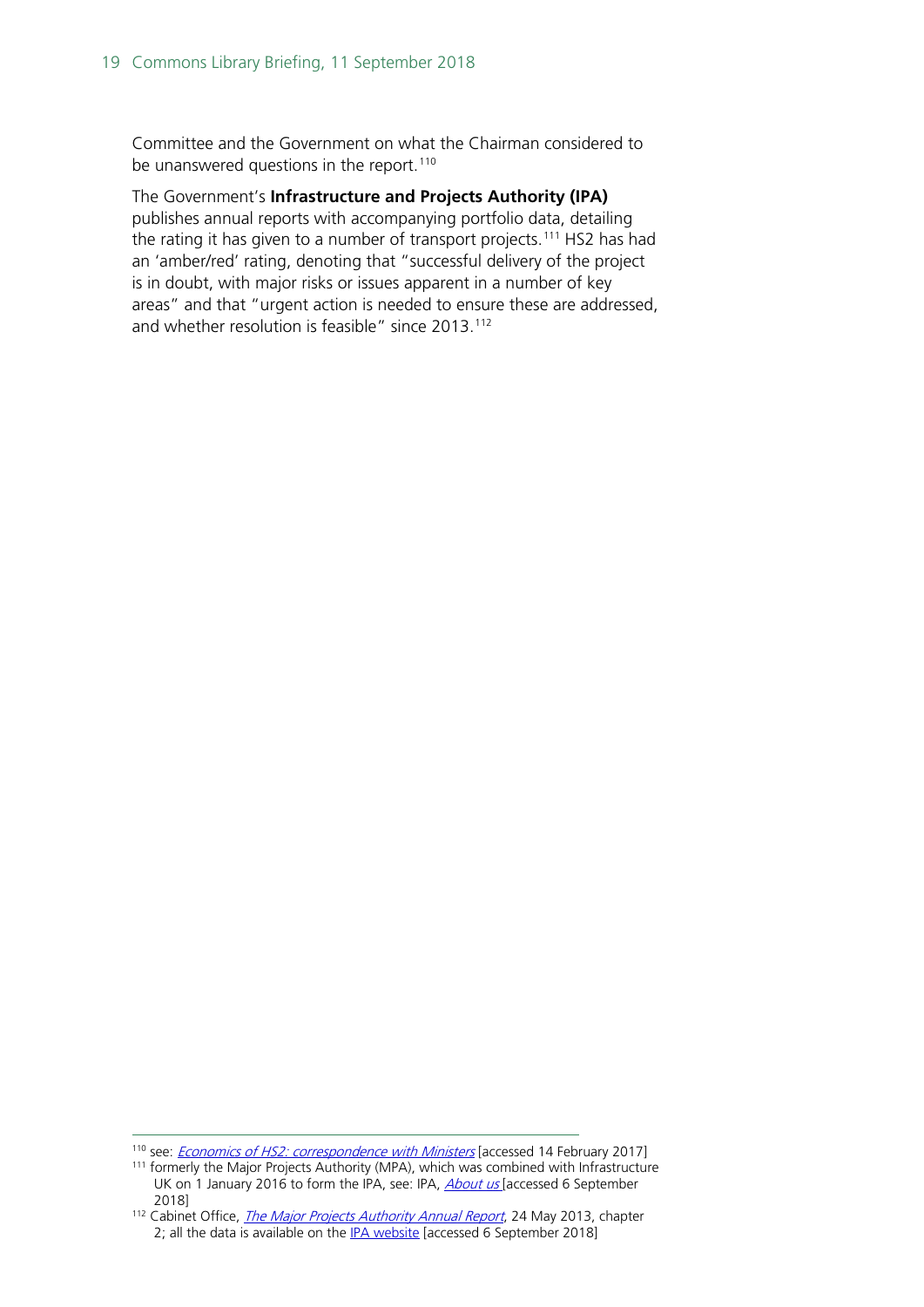Committee and the Government on what the Chairman considered to be unanswered questions in the report.[110]

The Government's **Infrastructure and Projects Authority (IPA)** publishes annual reports with accompanying portfolio data, detailing the rating it has given to a number of transport projects.[111] HS2 has had an 'amber/red' rating, denoting that "successful delivery of the project is in doubt, with major risks or issues apparent in a number of key areas" and that "urgent action is needed to ensure these are addressed, and whether resolution is feasible" since 2013.[112]

---

[110] see: *Economics of HS2: correspondence with Ministers* [accessed 14 February 2017]

[111] formerly the Major Projects Authority (MPA), which was combined with Infrastructure UK on 1 January 2016 to form the IPA, see: IPA, *About us* [accessed 6 September 2018]

[112] Cabinet Office, *The Major Projects Authority Annual Report*, 24 May 2013, chapter 2; all the data is available on the IPA website [accessed 6 September 2018]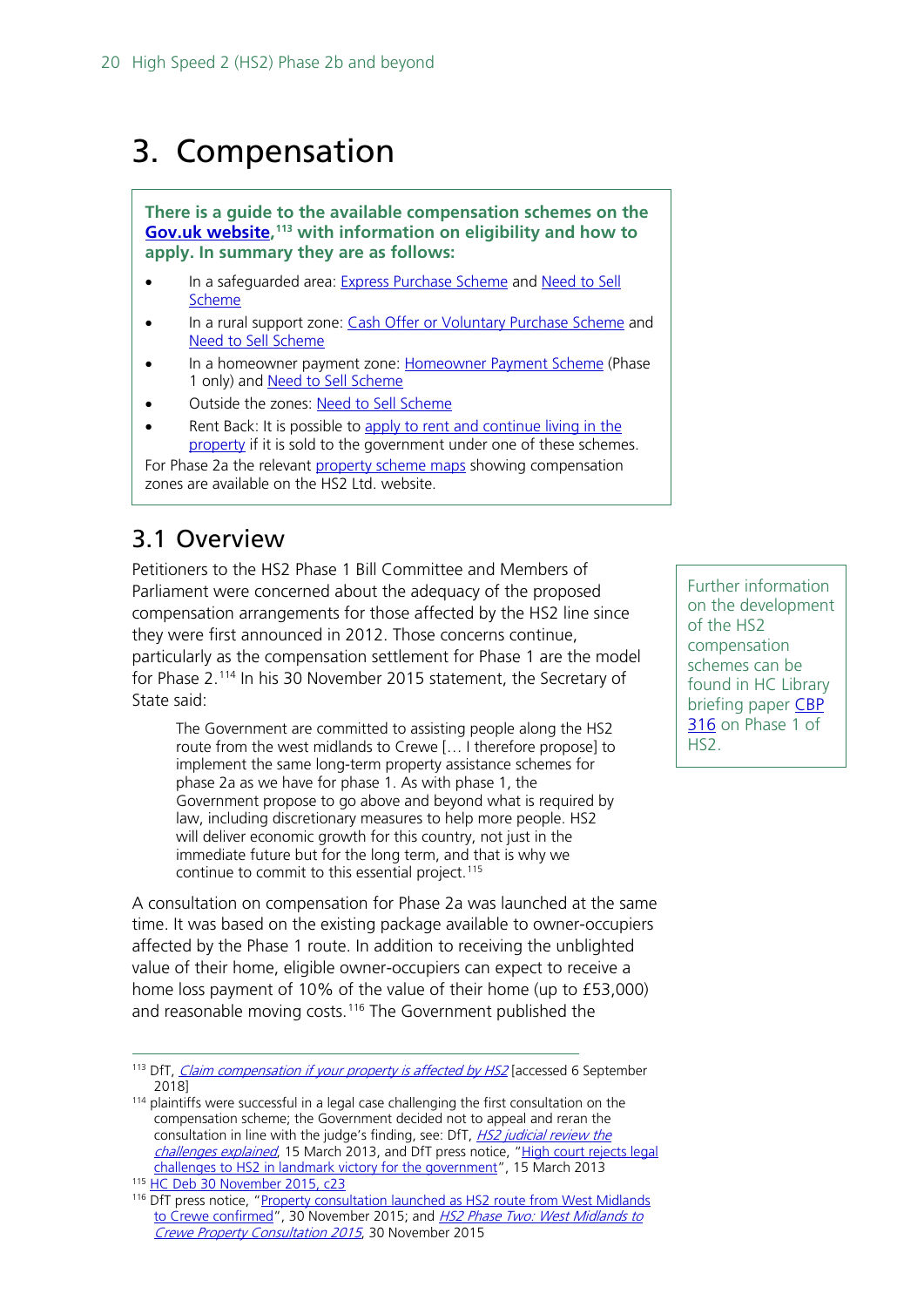# 3. Compensation

**There is a guide to the available compensation schemes on the Gov.uk website,[113] with information on eligibility and how to apply. In summary they are as follows:**

- In a safeguarded area: Express Purchase Scheme and Need to Sell Scheme
- In a rural support zone: Cash Offer or Voluntary Purchase Scheme and Need to Sell Scheme
- In a homeowner payment zone: Homeowner Payment Scheme (Phase 1 only) and Need to Sell Scheme
- Outside the zones: Need to Sell Scheme
- Rent Back: It is possible to apply to rent and continue living in the property if it is sold to the government under one of these schemes.

For Phase 2a the relevant property scheme maps showing compensation zones are available on the HS2 Ltd. website.

## 3.1 Overview

Petitioners to the HS2 Phase 1 Bill Committee and Members of Parliament were concerned about the adequacy of the proposed compensation arrangements for those affected by the HS2 line since they were first announced in 2012. Those concerns continue, particularly as the compensation settlement for Phase 1 are the model for Phase 2.[114] In his 30 November 2015 statement, the Secretary of State said:

> The Government are committed to assisting people along the HS2 route from the west midlands to Crewe [… I therefore propose] to implement the same long-term property assistance schemes for phase 2a as we have for phase 1. As with phase 1, the Government propose to go above and beyond what is required by law, including discretionary measures to help more people. HS2 will deliver economic growth for this country, not just in the immediate future but for the long term, and that is why we continue to commit to this essential project.[115]

Further information on the development of the HS2 compensation schemes can be found in HC Library briefing paper CBP 316 on Phase 1 of HS2.

A consultation on compensation for Phase 2a was launched at the same time. It was based on the existing package available to owner-occupiers affected by the Phase 1 route. In addition to receiving the unblighted value of their home, eligible owner-occupiers can expect to receive a home loss payment of 10% of the value of their home (up to £53,000) and reasonable moving costs.[116] The Government published the

---

[113] DfT, *Claim compensation if your property is affected by HS2* [accessed 6 September 2018]

[114] plaintiffs were successful in a legal case challenging the first consultation on the compensation scheme; the Government decided not to appeal and reran the consultation in line with the judge's finding, see: DfT, *HS2 judicial review the challenges explained*, 15 March 2013, and DfT press notice, "High court rejects legal challenges to HS2 in landmark victory for the government", 15 March 2013

[115] HC Deb 30 November 2015, c23

[116] DfT press notice, "Property consultation launched as HS2 route from West Midlands to Crewe confirmed", 30 November 2015; and *HS2 Phase Two: West Midlands to Crewe Property Consultation 2015*, 30 November 2015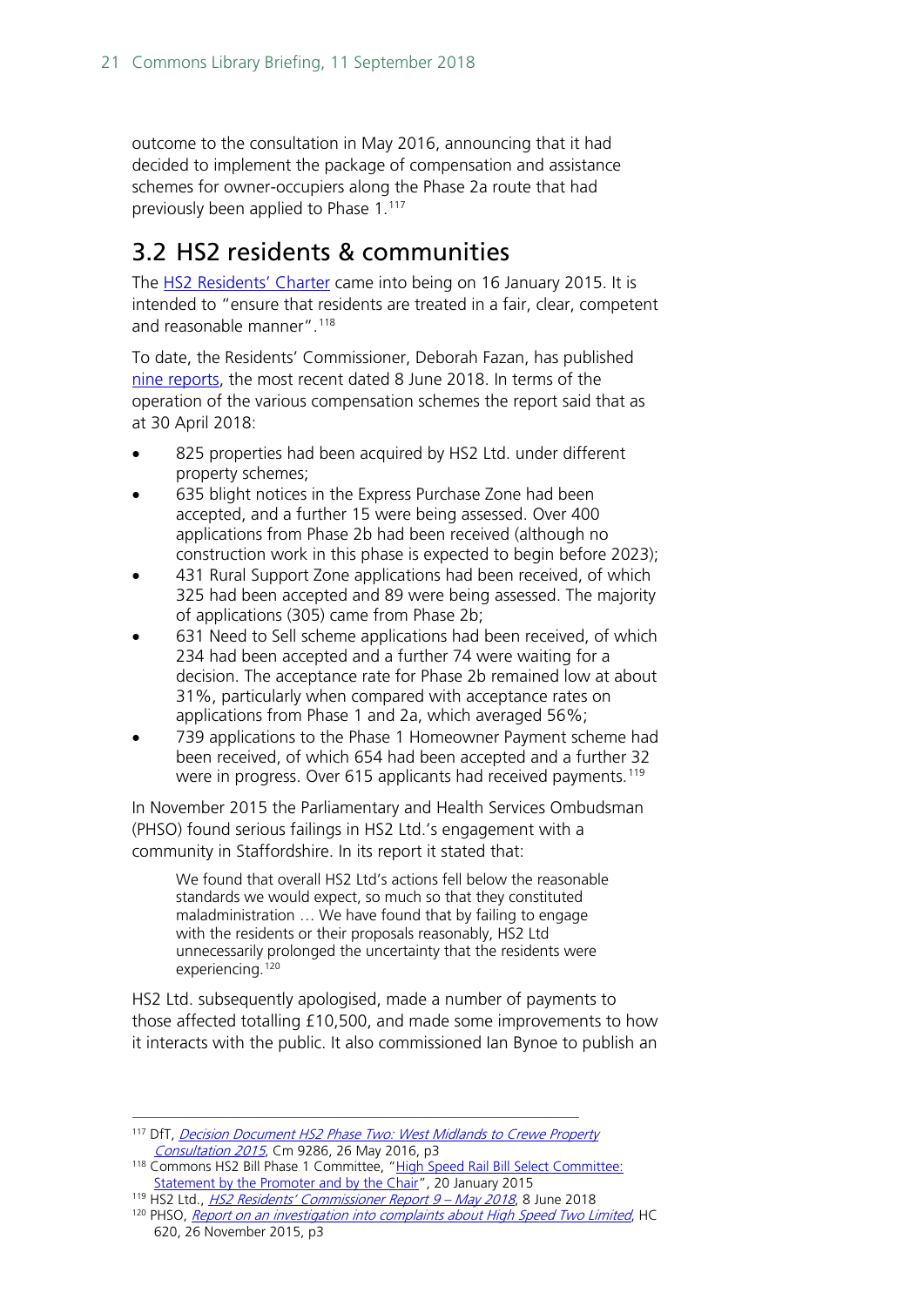outcome to the consultation in May 2016, announcing that it had decided to implement the package of compensation and assistance schemes for owner-occupiers along the Phase 2a route that had previously been applied to Phase 1.[117]

## 3.2 HS2 residents & communities

The HS2 Residents' Charter came into being on 16 January 2015. It is intended to "ensure that residents are treated in a fair, clear, competent and reasonable manner".[118]

To date, the Residents' Commissioner, Deborah Fazan, has published nine reports, the most recent dated 8 June 2018. In terms of the operation of the various compensation schemes the report said that as at 30 April 2018:

- 825 properties had been acquired by HS2 Ltd. under different property schemes;
- 635 blight notices in the Express Purchase Zone had been accepted, and a further 15 were being assessed. Over 400 applications from Phase 2b had been received (although no construction work in this phase is expected to begin before 2023);
- 431 Rural Support Zone applications had been received, of which 325 had been accepted and 89 were being assessed. The majority of applications (305) came from Phase 2b;
- 631 Need to Sell scheme applications had been received, of which 234 had been accepted and a further 74 were waiting for a decision. The acceptance rate for Phase 2b remained low at about 31%, particularly when compared with acceptance rates on applications from Phase 1 and 2a, which averaged 56%;
- 739 applications to the Phase 1 Homeowner Payment scheme had been received, of which 654 had been accepted and a further 32 were in progress. Over 615 applicants had received payments.[119]

In November 2015 the Parliamentary and Health Services Ombudsman (PHSO) found serious failings in HS2 Ltd.'s engagement with a community in Staffordshire. In its report it stated that:

> We found that overall HS2 Ltd's actions fell below the reasonable standards we would expect, so much so that they constituted maladministration … We have found that by failing to engage with the residents or their proposals reasonably, HS2 Ltd unnecessarily prolonged the uncertainty that the residents were experiencing.[120]

HS2 Ltd. subsequently apologised, made a number of payments to those affected totalling £10,500, and made some improvements to how it interacts with the public. It also commissioned Ian Bynoe to publish an

---

[117] DfT, *Decision Document HS2 Phase Two: West Midlands to Crewe Property Consultation 2015*, Cm 9286, 26 May 2016, p3

[118] Commons HS2 Bill Phase 1 Committee, "High Speed Rail Bill Select Committee: Statement by the Promoter and by the Chair", 20 January 2015

[119] HS2 Ltd., *HS2 Residents' Commissioner Report 9 – May 2018*, 8 June 2018

[120] PHSO, *Report on an investigation into complaints about High Speed Two Limited*, HC 620, 26 November 2015, p3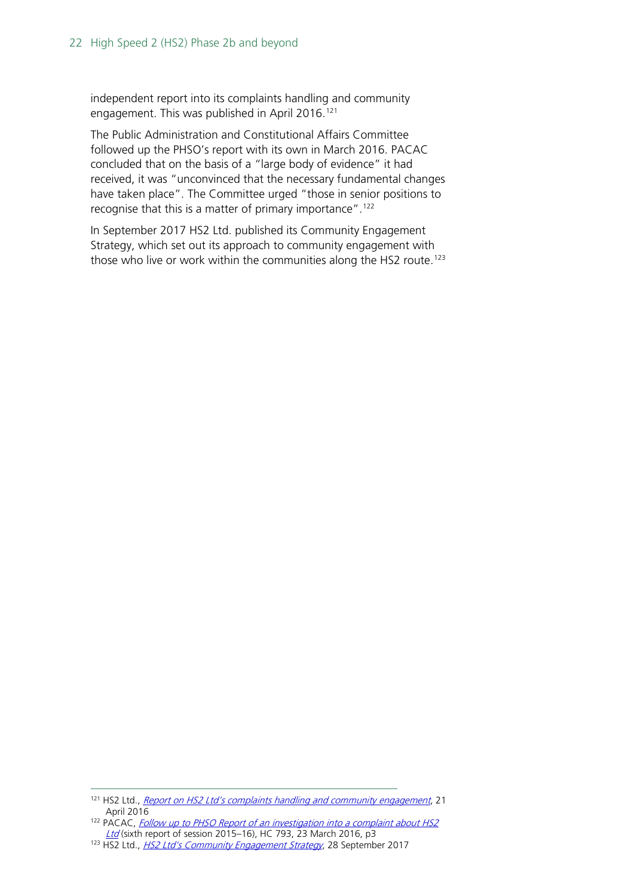independent report into its complaints handling and community engagement. This was published in April 2016.[121]

The Public Administration and Constitutional Affairs Committee followed up the PHSO's report with its own in March 2016. PACAC concluded that on the basis of a "large body of evidence" it had received, it was "unconvinced that the necessary fundamental changes have taken place". The Committee urged "those in senior positions to recognise that this is a matter of primary importance".[122]

In September 2017 HS2 Ltd. published its Community Engagement Strategy, which set out its approach to community engagement with those who live or work within the communities along the HS2 route.[123]

---

[121] HS2 Ltd., *Report on HS2 Ltd's complaints handling and community engagement*, 21 April 2016

[122] PACAC, *Follow up to PHSO Report of an investigation into a complaint about HS2 Ltd* (sixth report of session 2015–16), HC 793, 23 March 2016, p3

[123] HS2 Ltd., *HS2 Ltd's Community Engagement Strategy*, 28 September 2017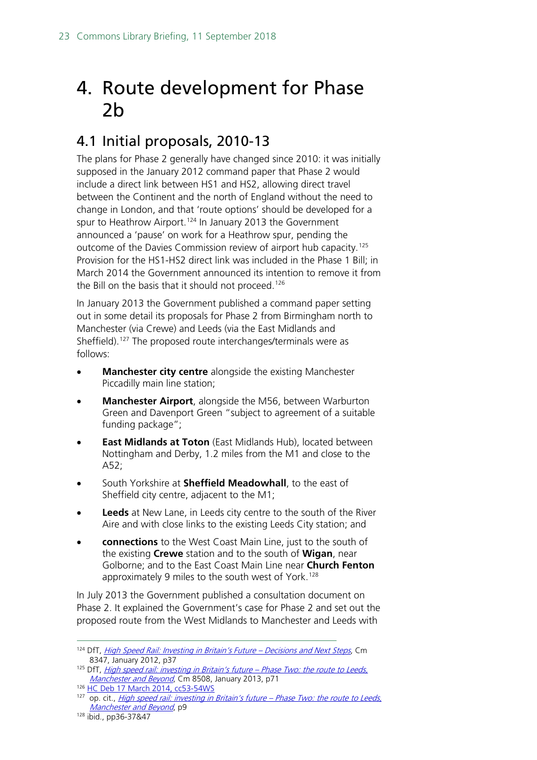# 4. Route development for Phase 2b

## 4.1 Initial proposals, 2010-13

The plans for Phase 2 generally have changed since 2010: it was initially supposed in the January 2012 command paper that Phase 2 would include a direct link between HS1 and HS2, allowing direct travel between the Continent and the north of England without the need to change in London, and that 'route options' should be developed for a spur to Heathrow Airport.[124] In January 2013 the Government announced a 'pause' on work for a Heathrow spur, pending the outcome of the Davies Commission review of airport hub capacity.[125] Provision for the HS1-HS2 direct link was included in the Phase 1 Bill; in March 2014 the Government announced its intention to remove it from the Bill on the basis that it should not proceed.[126]

In January 2013 the Government published a command paper setting out in some detail its proposals for Phase 2 from Birmingham north to Manchester (via Crewe) and Leeds (via the East Midlands and Sheffield).[127] The proposed route interchanges/terminals were as follows:

- **Manchester city centre** alongside the existing Manchester Piccadilly main line station;
- **Manchester Airport**, alongside the M56, between Warburton Green and Davenport Green "subject to agreement of a suitable funding package";
- **East Midlands at Toton** (East Midlands Hub), located between Nottingham and Derby, 1.2 miles from the M1 and close to the A52;
- South Yorkshire at **Sheffield Meadowhall**, to the east of Sheffield city centre, adjacent to the M1;
- **Leeds** at New Lane, in Leeds city centre to the south of the River Aire and with close links to the existing Leeds City station; and
- **connections** to the West Coast Main Line, just to the south of the existing **Crewe** station and to the south of **Wigan**, near Golborne; and to the East Coast Main Line near **Church Fenton** approximately 9 miles to the south west of York.[128]

In July 2013 the Government published a consultation document on Phase 2. It explained the Government's case for Phase 2 and set out the proposed route from the West Midlands to Manchester and Leeds with

---

[124] DfT, *High Speed Rail: Investing in Britain's Future – Decisions and Next Steps*, Cm 8347, January 2012, p37

[125] DfT, *High speed rail: investing in Britain's future – Phase Two: the route to Leeds, Manchester and Beyond*, Cm 8508, January 2013, p71

[126] HC Deb 17 March 2014, cc53-54WS

[127] op. cit., *High speed rail: investing in Britain's future – Phase Two: the route to Leeds, Manchester and Beyond*, p9

[128] ibid., pp36-37&47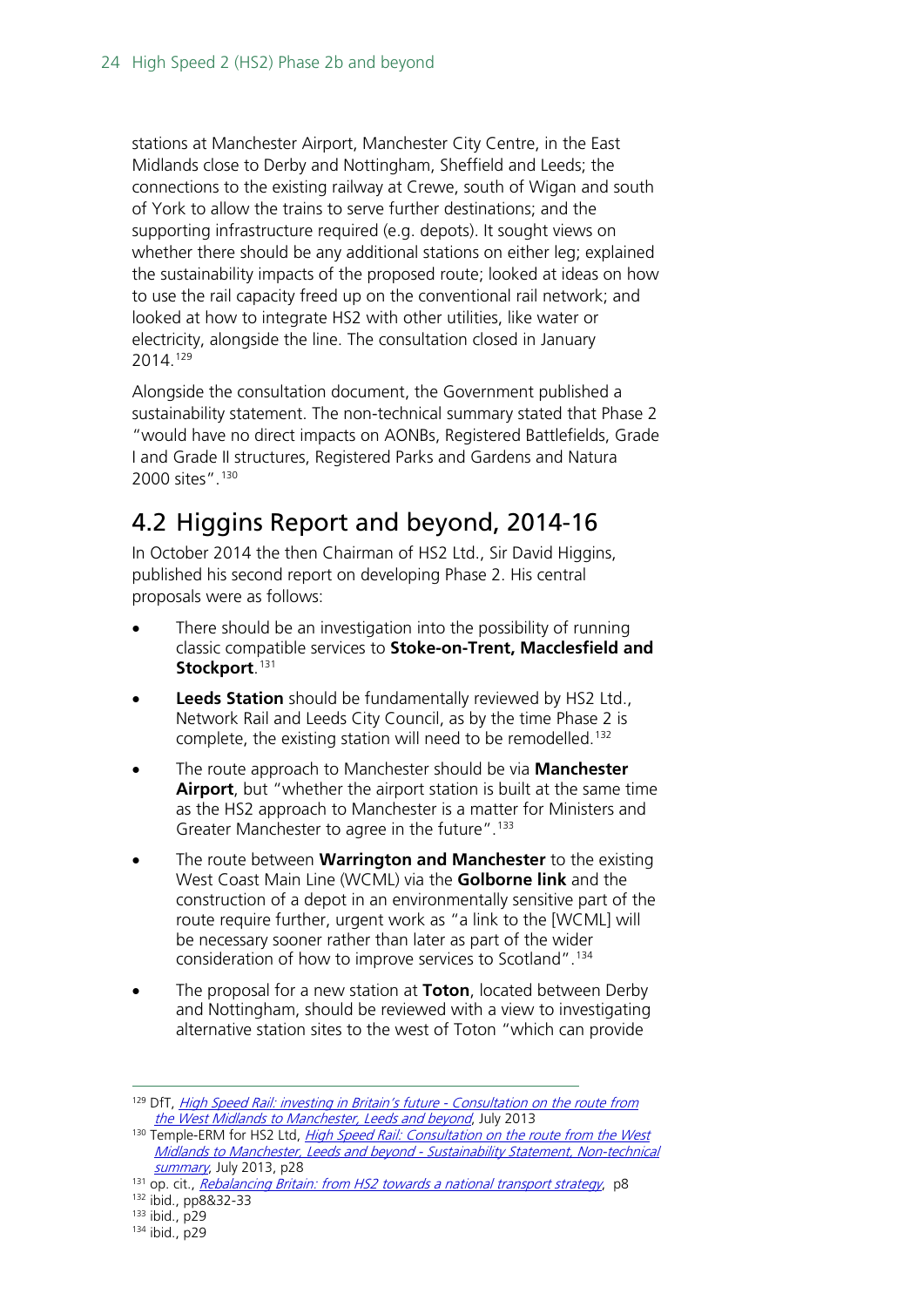stations at Manchester Airport, Manchester City Centre, in the East Midlands close to Derby and Nottingham, Sheffield and Leeds; the connections to the existing railway at Crewe, south of Wigan and south of York to allow the trains to serve further destinations; and the supporting infrastructure required (e.g. depots). It sought views on whether there should be any additional stations on either leg; explained the sustainability impacts of the proposed route; looked at ideas on how to use the rail capacity freed up on the conventional rail network; and looked at how to integrate HS2 with other utilities, like water or electricity, alongside the line. The consultation closed in January 2014.[129]

Alongside the consultation document, the Government published a sustainability statement. The non-technical summary stated that Phase 2 "would have no direct impacts on AONBs, Registered Battlefields, Grade I and Grade II structures, Registered Parks and Gardens and Natura 2000 sites".[130]

## 4.2 Higgins Report and beyond, 2014-16

In October 2014 the then Chairman of HS2 Ltd., Sir David Higgins, published his second report on developing Phase 2. His central proposals were as follows:

- There should be an investigation into the possibility of running classic compatible services to **Stoke-on-Trent, Macclesfield and Stockport**.[131]
- **Leeds Station** should be fundamentally reviewed by HS2 Ltd., Network Rail and Leeds City Council, as by the time Phase 2 is complete, the existing station will need to be remodelled.[132]
- The route approach to Manchester should be via **Manchester Airport**, but "whether the airport station is built at the same time as the HS2 approach to Manchester is a matter for Ministers and Greater Manchester to agree in the future".[133]
- The route between **Warrington and Manchester** to the existing West Coast Main Line (WCML) via the **Golborne link** and the construction of a depot in an environmentally sensitive part of the route require further, urgent work as "a link to the [WCML] will be necessary sooner rather than later as part of the wider consideration of how to improve services to Scotland".[134]
- The proposal for a new station at **Toton**, located between Derby and Nottingham, should be reviewed with a view to investigating alternative station sites to the west of Toton "which can provide

---

[129] DfT, *High Speed Rail: investing in Britain's future - Consultation on the route from the West Midlands to Manchester, Leeds and beyond*, July 2013

[130] Temple-ERM for HS2 Ltd, *High Speed Rail: Consultation on the route from the West Midlands to Manchester, Leeds and beyond - Sustainability Statement, Non-technical summary*, July 2013, p28

[131] op. cit., *Rebalancing Britain: from HS2 towards a national transport strategy*, p8

[132] ibid., pp8&32-33

[133] ibid., p29

[134] ibid., p29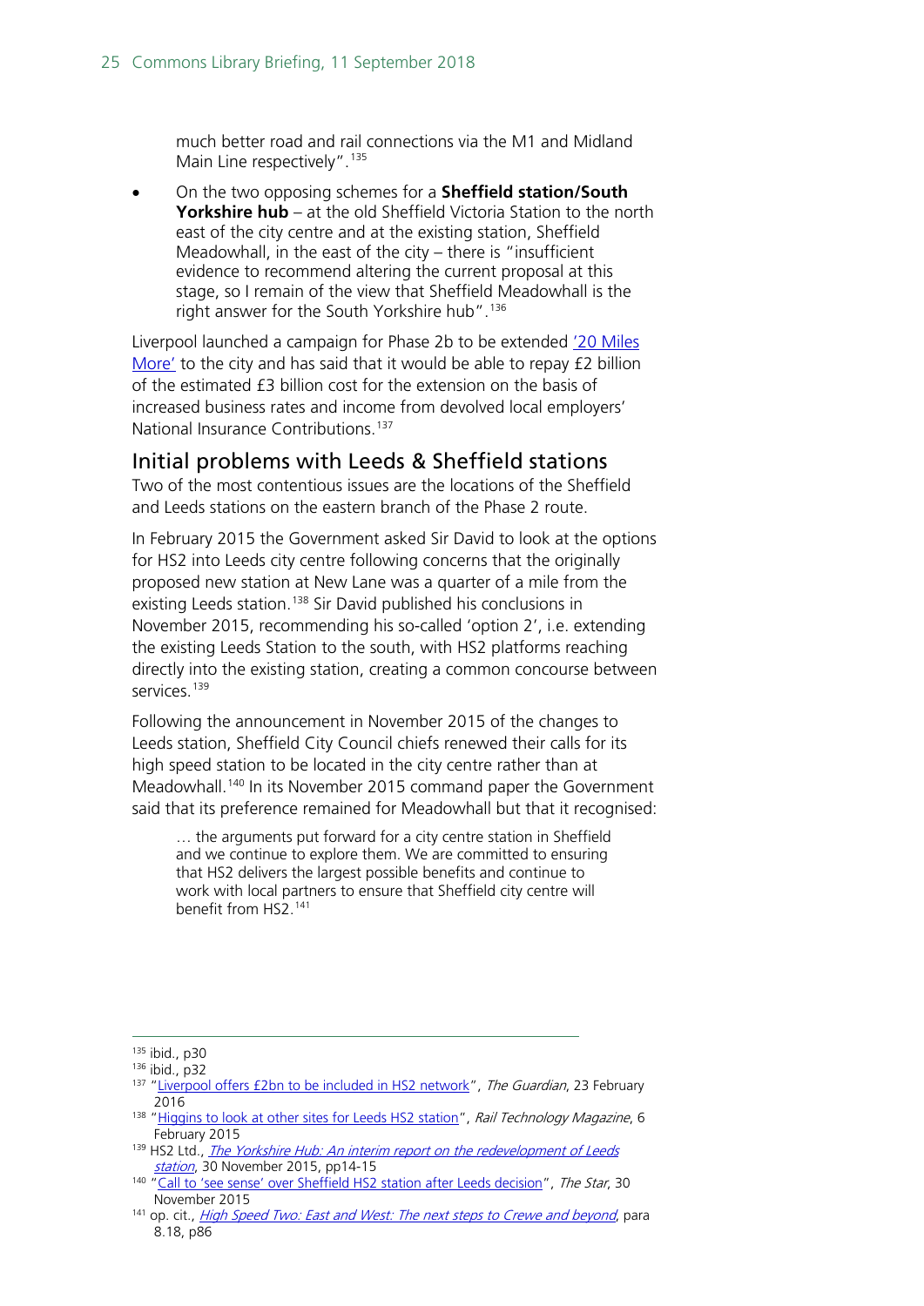much better road and rail connections via the M1 and Midland Main Line respectively".[135]

- On the two opposing schemes for a **Sheffield station/South Yorkshire hub** – at the old Sheffield Victoria Station to the north east of the city centre and at the existing station, Sheffield Meadowhall, in the east of the city – there is "insufficient evidence to recommend altering the current proposal at this stage, so I remain of the view that Sheffield Meadowhall is the right answer for the South Yorkshire hub".[136]

Liverpool launched a campaign for Phase 2b to be extended '20 Miles More' to the city and has said that it would be able to repay £2 billion of the estimated £3 billion cost for the extension on the basis of increased business rates and income from devolved local employers' National Insurance Contributions.[137]

## Initial problems with Leeds & Sheffield stations

Two of the most contentious issues are the locations of the Sheffield and Leeds stations on the eastern branch of the Phase 2 route.

In February 2015 the Government asked Sir David to look at the options for HS2 into Leeds city centre following concerns that the originally proposed new station at New Lane was a quarter of a mile from the existing Leeds station.[138] Sir David published his conclusions in November 2015, recommending his so-called 'option 2', i.e. extending the existing Leeds Station to the south, with HS2 platforms reaching directly into the existing station, creating a common concourse between services.[139]

Following the announcement in November 2015 of the changes to Leeds station, Sheffield City Council chiefs renewed their calls for its high speed station to be located in the city centre rather than at Meadowhall.[140] In its November 2015 command paper the Government said that its preference remained for Meadowhall but that it recognised:

> … the arguments put forward for a city centre station in Sheffield and we continue to explore them. We are committed to ensuring that HS2 delivers the largest possible benefits and continue to work with local partners to ensure that Sheffield city centre will benefit from HS2.[141]

---

[135] ibid., p30

[136] ibid., p32

[137] "Liverpool offers £2bn to be included in HS2 network", *The Guardian*, 23 February 2016

[138] "Higgins to look at other sites for Leeds HS2 station", *Rail Technology Magazine*, 6 February 2015

[139] HS2 Ltd., *The Yorkshire Hub: An interim report on the redevelopment of Leeds station*, 30 November 2015, pp14-15

[140] "Call to 'see sense' over Sheffield HS2 station after Leeds decision", *The Star*, 30 November 2015

[141] op. cit., *High Speed Two: East and West: The next steps to Crewe and beyond*, para 8.18, p86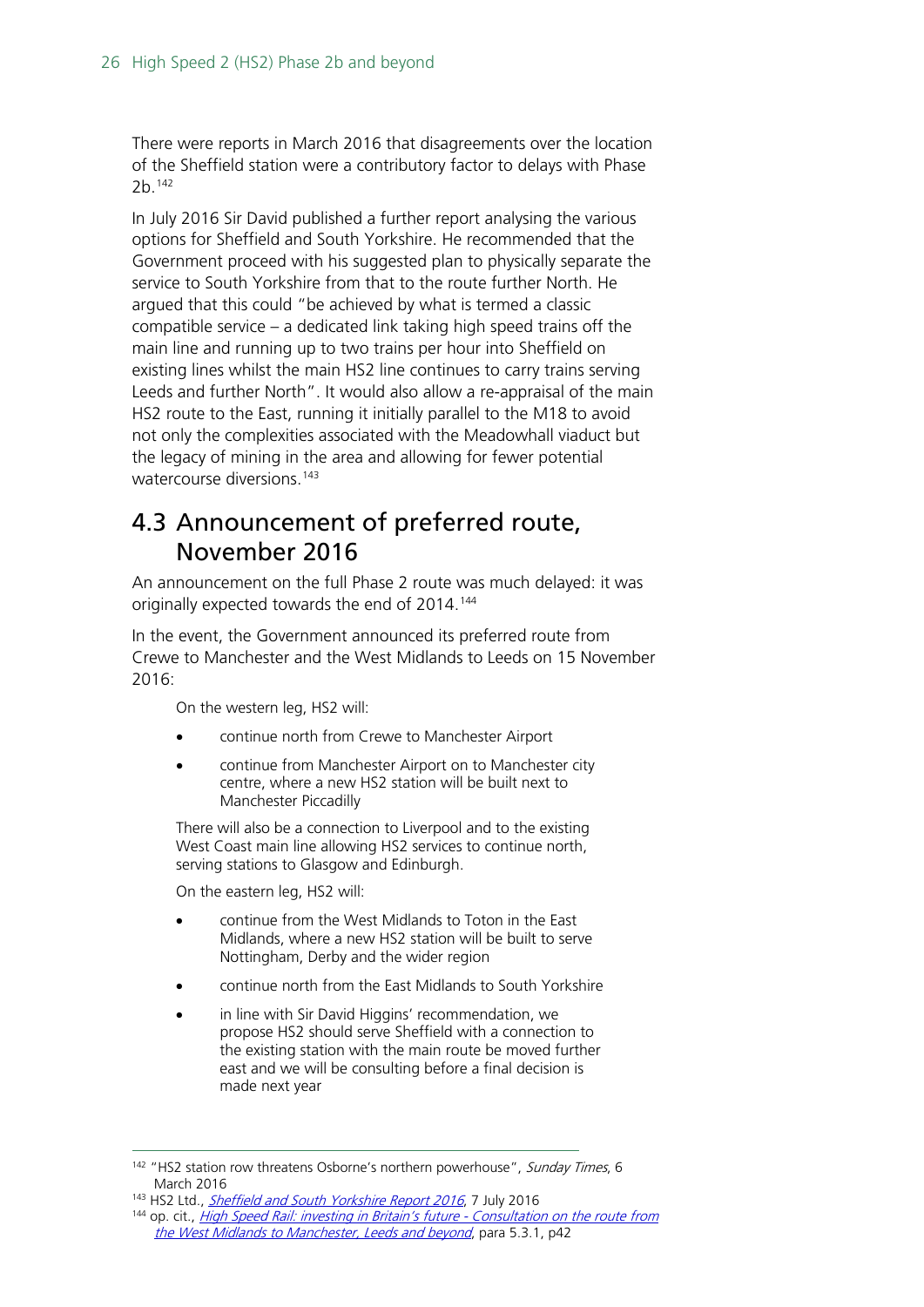There were reports in March 2016 that disagreements over the location of the Sheffield station were a contributory factor to delays with Phase 2b.[142]

In July 2016 Sir David published a further report analysing the various options for Sheffield and South Yorkshire. He recommended that the Government proceed with his suggested plan to physically separate the service to South Yorkshire from that to the route further North. He argued that this could "be achieved by what is termed a classic compatible service – a dedicated link taking high speed trains off the main line and running up to two trains per hour into Sheffield on existing lines whilst the main HS2 line continues to carry trains serving Leeds and further North". It would also allow a re-appraisal of the main HS2 route to the East, running it initially parallel to the M18 to avoid not only the complexities associated with the Meadowhall viaduct but the legacy of mining in the area and allowing for fewer potential watercourse diversions.[143]

## 4.3 Announcement of preferred route, November 2016

An announcement on the full Phase 2 route was much delayed: it was originally expected towards the end of 2014.[144]

In the event, the Government announced its preferred route from Crewe to Manchester and the West Midlands to Leeds on 15 November 2016:

> On the western leg, HS2 will:
>
> - continue north from Crewe to Manchester Airport
> - continue from Manchester Airport on to Manchester city centre, where a new HS2 station will be built next to Manchester Piccadilly
>
> There will also be a connection to Liverpool and to the existing West Coast main line allowing HS2 services to continue north, serving stations to Glasgow and Edinburgh.
>
> On the eastern leg, HS2 will:
>
> - continue from the West Midlands to Toton in the East Midlands, where a new HS2 station will be built to serve Nottingham, Derby and the wider region
> - continue north from the East Midlands to South Yorkshire
> - in line with Sir David Higgins' recommendation, we propose HS2 should serve Sheffield with a connection to the existing station with the main route be moved further east and we will be consulting before a final decision is made next year

---

[142] "HS2 station row threatens Osborne's northern powerhouse", *Sunday Times*, 6 March 2016

[143] HS2 Ltd., *Sheffield and South Yorkshire Report 2016*, 7 July 2016

[144] op. cit., *High Speed Rail: investing in Britain's future - Consultation on the route from the West Midlands to Manchester, Leeds and beyond*, para 5.3.1, p42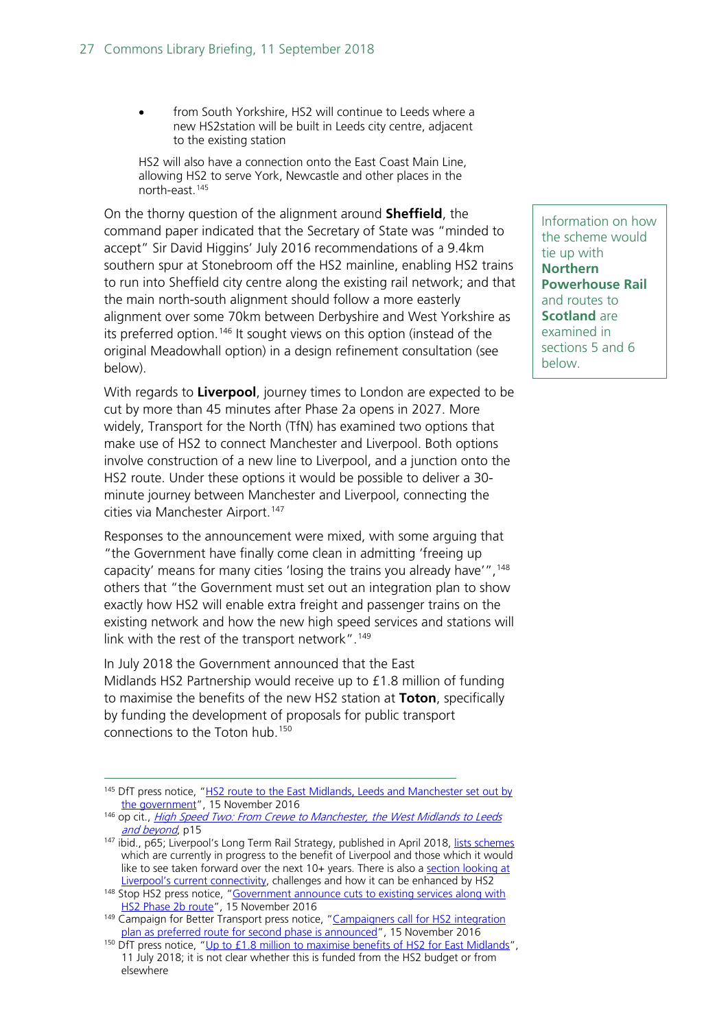- from South Yorkshire, HS2 will continue to Leeds where a new HS2station will be built in Leeds city centre, adjacent to the existing station

HS2 will also have a connection onto the East Coast Main Line, allowing HS2 to serve York, Newcastle and other places in the north-east.[145]

On the thorny question of the alignment around **Sheffield**, the command paper indicated that the Secretary of State was "minded to accept" Sir David Higgins' July 2016 recommendations of a 9.4km southern spur at Stonebroom off the HS2 mainline, enabling HS2 trains to run into Sheffield city centre along the existing rail network; and that the main north-south alignment should follow a more easterly alignment over some 70km between Derbyshire and West Yorkshire as its preferred option.[146] It sought views on this option (instead of the original Meadowhall option) in a design refinement consultation (see below).

Information on how the scheme would tie up with **Northern Powerhouse Rail** and routes to **Scotland** are examined in sections 5 and 6 below.

With regards to **Liverpool**, journey times to London are expected to be cut by more than 45 minutes after Phase 2a opens in 2027. More widely, Transport for the North (TfN) has examined two options that make use of HS2 to connect Manchester and Liverpool. Both options involve construction of a new line to Liverpool, and a junction onto the HS2 route. Under these options it would be possible to deliver a 30-minute journey between Manchester and Liverpool, connecting the cities via Manchester Airport.[147]

Responses to the announcement were mixed, with some arguing that "the Government have finally come clean in admitting 'freeing up capacity' means for many cities 'losing the trains you already have'",[148] others that "the Government must set out an integration plan to show exactly how HS2 will enable extra freight and passenger trains on the existing network and how the new high speed services and stations will link with the rest of the transport network".[149]

In July 2018 the Government announced that the East Midlands HS2 Partnership would receive up to £1.8 million of funding to maximise the benefits of the new HS2 station at **Toton**, specifically by funding the development of proposals for public transport connections to the Toton hub.[150]

---

[145] DfT press notice, "HS2 route to the East Midlands, Leeds and Manchester set out by the government", 15 November 2016

[146] op cit., *High Speed Two: From Crewe to Manchester, the West Midlands to Leeds and beyond*, p15

[147] ibid., p65; Liverpool's Long Term Rail Strategy, published in April 2018, lists schemes which are currently in progress to the benefit of Liverpool and those which it would like to see taken forward over the next 10+ years. There is also a section looking at Liverpool's current connectivity, challenges and how it can be enhanced by HS2

[148] Stop HS2 press notice, "Government announce cuts to existing services along with HS2 Phase 2b route", 15 November 2016

[149] Campaign for Better Transport press notice, "Campaigners call for HS2 integration plan as preferred route for second phase is announced", 15 November 2016

[150] DfT press notice, "Up to £1.8 million to maximise benefits of HS2 for East Midlands", 11 July 2018; it is not clear whether this is funded from the HS2 budget or from elsewhere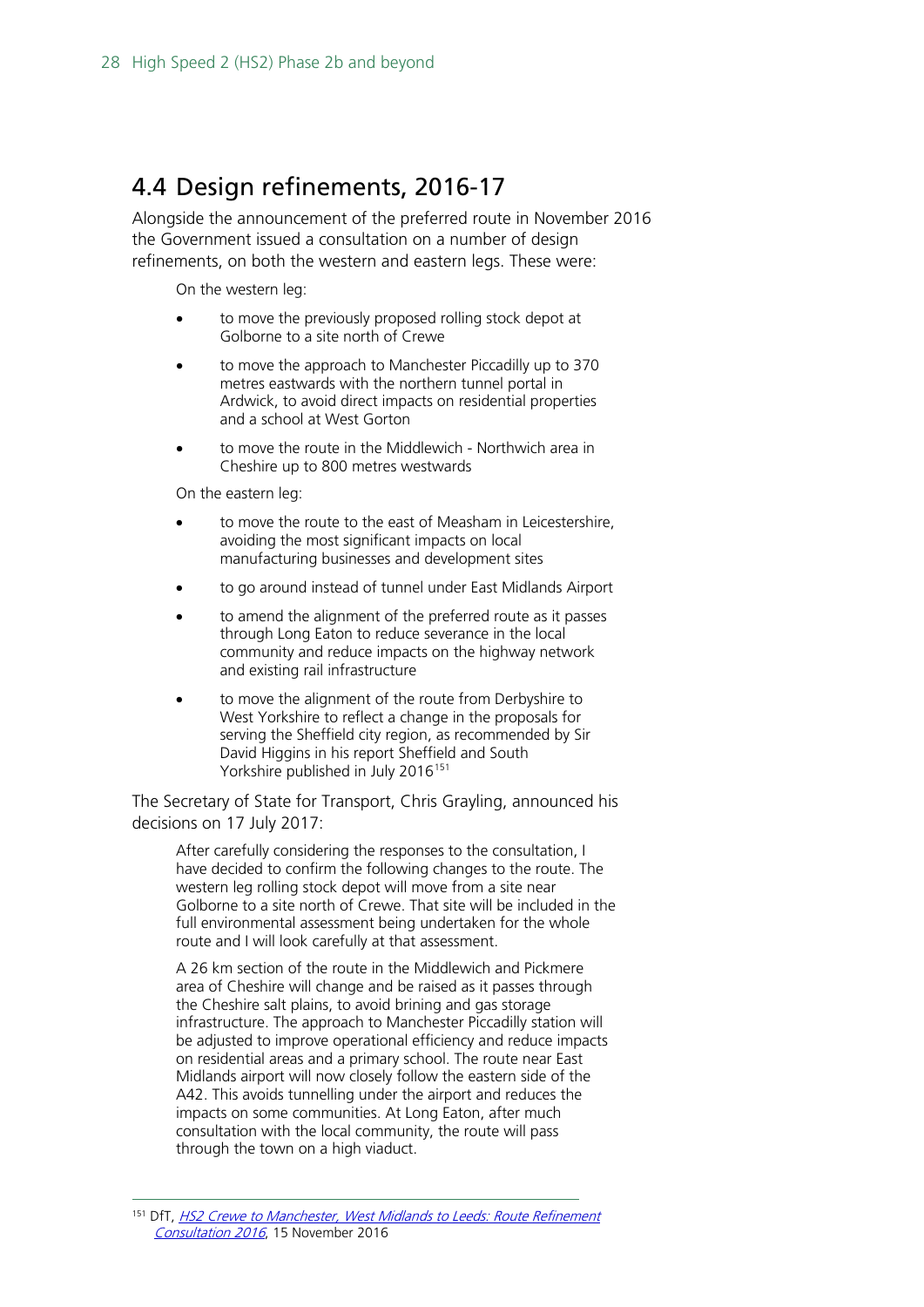## 4.4 Design refinements, 2016-17

Alongside the announcement of the preferred route in November 2016 the Government issued a consultation on a number of design refinements, on both the western and eastern legs. These were:

On the western leg:

- to move the previously proposed rolling stock depot at Golborne to a site north of Crewe
- to move the approach to Manchester Piccadilly up to 370 metres eastwards with the northern tunnel portal in Ardwick, to avoid direct impacts on residential properties and a school at West Gorton
- to move the route in the Middlewich - Northwich area in Cheshire up to 800 metres westwards

On the eastern leg:

- to move the route to the east of Measham in Leicestershire, avoiding the most significant impacts on local manufacturing businesses and development sites
- to go around instead of tunnel under East Midlands Airport
- to amend the alignment of the preferred route as it passes through Long Eaton to reduce severance in the local community and reduce impacts on the highway network and existing rail infrastructure
- to move the alignment of the route from Derbyshire to West Yorkshire to reflect a change in the proposals for serving the Sheffield city region, as recommended by Sir David Higgins in his report Sheffield and South Yorkshire published in July 2016[151]

The Secretary of State for Transport, Chris Grayling, announced his decisions on 17 July 2017:

> After carefully considering the responses to the consultation, I have decided to confirm the following changes to the route. The western leg rolling stock depot will move from a site near Golborne to a site north of Crewe. That site will be included in the full environmental assessment being undertaken for the whole route and I will look carefully at that assessment.
>
> A 26 km section of the route in the Middlewich and Pickmere area of Cheshire will change and be raised as it passes through the Cheshire salt plains, to avoid brining and gas storage infrastructure. The approach to Manchester Piccadilly station will be adjusted to improve operational efficiency and reduce impacts on residential areas and a primary school. The route near East Midlands airport will now closely follow the eastern side of the A42. This avoids tunnelling under the airport and reduces the impacts on some communities. At Long Eaton, after much consultation with the local community, the route will pass through the town on a high viaduct.

---

[151] DfT, *HS2 Crewe to Manchester, West Midlands to Leeds: Route Refinement Consultation 2016*, 15 November 2016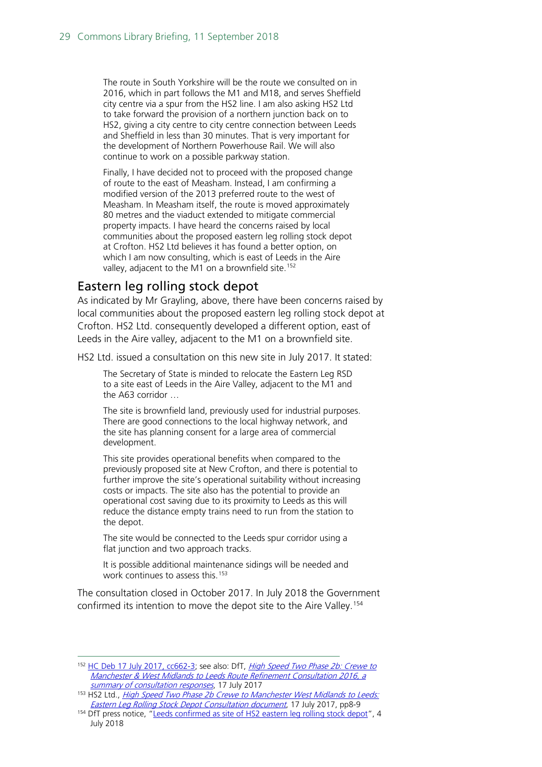> The route in South Yorkshire will be the route we consulted on in 2016, which in part follows the M1 and M18, and serves Sheffield city centre via a spur from the HS2 line. I am also asking HS2 Ltd to take forward the provision of a northern junction back on to HS2, giving a city centre to city centre connection between Leeds and Sheffield in less than 30 minutes. That is very important for the development of Northern Powerhouse Rail. We will also continue to work on a possible parkway station.
>
> Finally, I have decided not to proceed with the proposed change of route to the east of Measham. Instead, I am confirming a modified version of the 2013 preferred route to the west of Measham. In Measham itself, the route is moved approximately 80 metres and the viaduct extended to mitigate commercial property impacts. I have heard the concerns raised by local communities about the proposed eastern leg rolling stock depot at Crofton. HS2 Ltd believes it has found a better option, on which I am now consulting, which is east of Leeds in the Aire valley, adjacent to the M1 on a brownfield site.[152]

## Eastern leg rolling stock depot

As indicated by Mr Grayling, above, there have been concerns raised by local communities about the proposed eastern leg rolling stock depot at Crofton. HS2 Ltd. consequently developed a different option, east of Leeds in the Aire valley, adjacent to the M1 on a brownfield site.

HS2 Ltd. issued a consultation on this new site in July 2017. It stated:

> The Secretary of State is minded to relocate the Eastern Leg RSD to a site east of Leeds in the Aire Valley, adjacent to the M1 and the A63 corridor …
>
> The site is brownfield land, previously used for industrial purposes. There are good connections to the local highway network, and the site has planning consent for a large area of commercial development.
>
> This site provides operational benefits when compared to the previously proposed site at New Crofton, and there is potential to further improve the site's operational suitability without increasing costs or impacts. The site also has the potential to provide an operational cost saving due to its proximity to Leeds as this will reduce the distance empty trains need to run from the station to the depot.
>
> The site would be connected to the Leeds spur corridor using a flat junction and two approach tracks.
>
> It is possible additional maintenance sidings will be needed and work continues to assess this.[153]

The consultation closed in October 2017. In July 2018 the Government confirmed its intention to move the depot site to the Aire Valley.[154]

---

[152] HC Deb 17 July 2017, cc662-3; see also: DfT, *High Speed Two Phase 2b: Crewe to Manchester & West Midlands to Leeds Route Refinement Consultation 2016, a summary of consultation responses*, 17 July 2017

[153] HS2 Ltd., *High Speed Two Phase 2b Crewe to Manchester West Midlands to Leeds: Eastern Leg Rolling Stock Depot Consultation document*, 17 July 2017, pp8-9

[154] DfT press notice, "Leeds confirmed as site of HS2 eastern leg rolling stock depot", 4 July 2018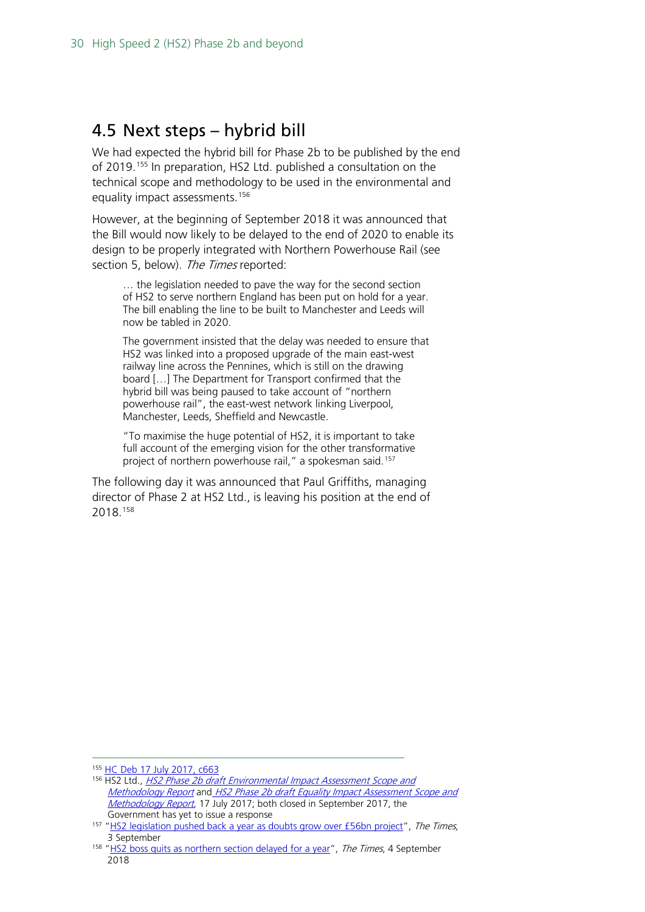## 4.5 Next steps – hybrid bill

We had expected the hybrid bill for Phase 2b to be published by the end of 2019.[155] In preparation, HS2 Ltd. published a consultation on the technical scope and methodology to be used in the environmental and equality impact assessments.[156]

However, at the beginning of September 2018 it was announced that the Bill would now likely to be delayed to the end of 2020 to enable its design to be properly integrated with Northern Powerhouse Rail (see section 5, below). *The Times* reported:

> … the legislation needed to pave the way for the second section of HS2 to serve northern England has been put on hold for a year. The bill enabling the line to be built to Manchester and Leeds will now be tabled in 2020.
>
> The government insisted that the delay was needed to ensure that HS2 was linked into a proposed upgrade of the main east-west railway line across the Pennines, which is still on the drawing board […] The Department for Transport confirmed that the hybrid bill was being paused to take account of "northern powerhouse rail", the east-west network linking Liverpool, Manchester, Leeds, Sheffield and Newcastle.
>
> "To maximise the huge potential of HS2, it is important to take full account of the emerging vision for the other transformative project of northern powerhouse rail," a spokesman said.[157]

The following day it was announced that Paul Griffiths, managing director of Phase 2 at HS2 Ltd., is leaving his position at the end of 2018.[158]

---

[155] HC Deb 17 July 2017, c663

[156] HS2 Ltd., *HS2 Phase 2b draft Environmental Impact Assessment Scope and Methodology Report* and *HS2 Phase 2b draft Equality Impact Assessment Scope and Methodology Report*, 17 July 2017; both closed in September 2017, the Government has yet to issue a response

[157] "HS2 legislation pushed back a year as doubts grow over £56bn project", *The Times*, 3 September

[158] "HS2 boss quits as northern section delayed for a year", *The Times*, 4 September 2018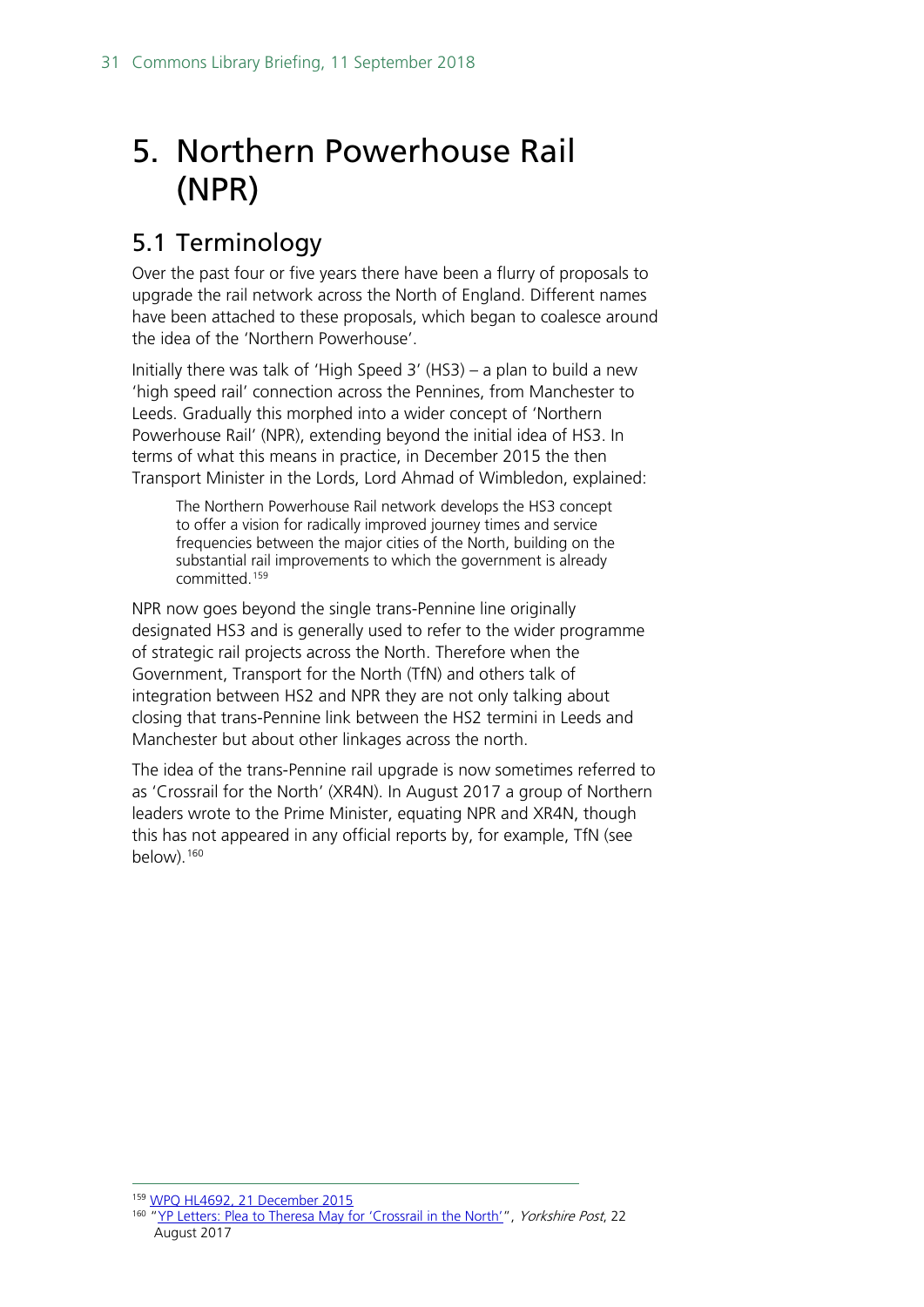# 5. Northern Powerhouse Rail (NPR)

## 5.1 Terminology

Over the past four or five years there have been a flurry of proposals to upgrade the rail network across the North of England. Different names have been attached to these proposals, which began to coalesce around the idea of the 'Northern Powerhouse'.

Initially there was talk of 'High Speed 3' (HS3) – a plan to build a new 'high speed rail' connection across the Pennines, from Manchester to Leeds. Gradually this morphed into a wider concept of 'Northern Powerhouse Rail' (NPR), extending beyond the initial idea of HS3. In terms of what this means in practice, in December 2015 the then Transport Minister in the Lords, Lord Ahmad of Wimbledon, explained:

> The Northern Powerhouse Rail network develops the HS3 concept to offer a vision for radically improved journey times and service frequencies between the major cities of the North, building on the substantial rail improvements to which the government is already committed.[159]

NPR now goes beyond the single trans-Pennine line originally designated HS3 and is generally used to refer to the wider programme of strategic rail projects across the North. Therefore when the Government, Transport for the North (TfN) and others talk of integration between HS2 and NPR they are not only talking about closing that trans-Pennine link between the HS2 termini in Leeds and Manchester but about other linkages across the north.

The idea of the trans-Pennine rail upgrade is now sometimes referred to as 'Crossrail for the North' (XR4N). In August 2017 a group of Northern leaders wrote to the Prime Minister, equating NPR and XR4N, though this has not appeared in any official reports by, for example, TfN (see below).[160]

---

[159] WPQ HL4692, 21 December 2015

[160] "YP Letters: Plea to Theresa May for 'Crossrail in the North'", *Yorkshire Post*, 22 August 2017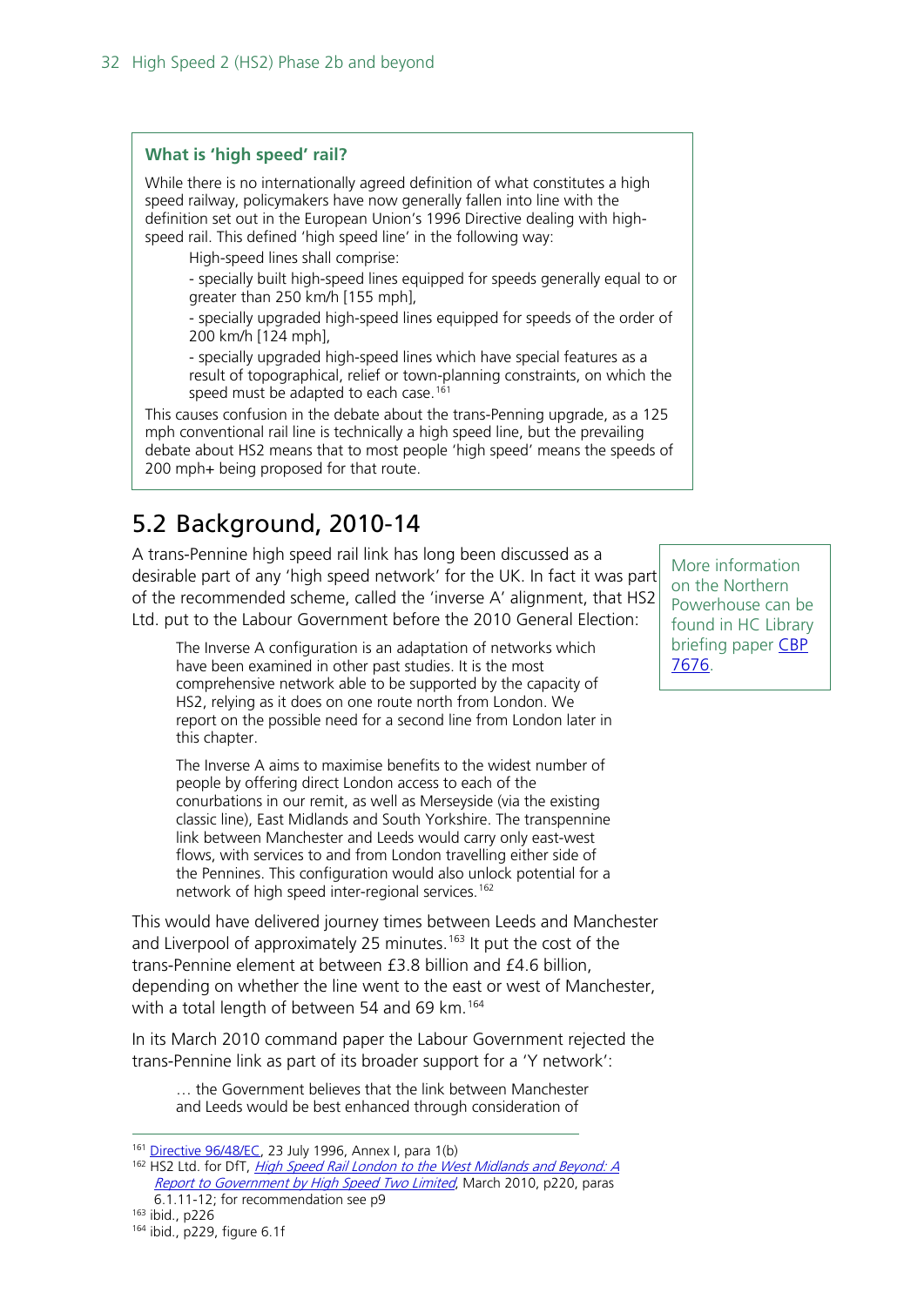**What is 'high speed' rail?**

While there is no internationally agreed definition of what constitutes a high speed railway, policymakers have now generally fallen into line with the definition set out in the European Union's 1996 Directive dealing with high-speed rail. This defined 'high speed line' in the following way:

> High-speed lines shall comprise:
>
> - specially built high-speed lines equipped for speeds generally equal to or greater than 250 km/h [155 mph],
>
> - specially upgraded high-speed lines equipped for speeds of the order of 200 km/h [124 mph],
>
> - specially upgraded high-speed lines which have special features as a result of topographical, relief or town-planning constraints, on which the speed must be adapted to each case.[161]

This causes confusion in the debate about the trans-Penning upgrade, as a 125 mph conventional rail line is technically a high speed line, but the prevailing debate about HS2 means that to most people 'high speed' means the speeds of 200 mph+ being proposed for that route.

## 5.2 Background, 2010-14

A trans-Pennine high speed rail link has long been discussed as a desirable part of any 'high speed network' for the UK. In fact it was part of the recommended scheme, called the 'inverse A' alignment, that HS2 Ltd. put to the Labour Government before the 2010 General Election:

> The Inverse A configuration is an adaptation of networks which have been examined in other past studies. It is the most comprehensive network able to be supported by the capacity of HS2, relying as it does on one route north from London. We report on the possible need for a second line from London later in this chapter.
>
> The Inverse A aims to maximise benefits to the widest number of people by offering direct London access to each of the conurbations in our remit, as well as Merseyside (via the existing classic line), East Midlands and South Yorkshire. The transpennine link between Manchester and Leeds would carry only east-west flows, with services to and from London travelling either side of the Pennines. This configuration would also unlock potential for a network of high speed inter-regional services.[162]

More information on the Northern Powerhouse can be found in HC Library briefing paper CBP 7676.

This would have delivered journey times between Leeds and Manchester and Liverpool of approximately 25 minutes.[163] It put the cost of the trans-Pennine element at between £3.8 billion and £4.6 billion, depending on whether the line went to the east or west of Manchester, with a total length of between 54 and 69 km.[164]

In its March 2010 command paper the Labour Government rejected the trans-Pennine link as part of its broader support for a 'Y network':

> … the Government believes that the link between Manchester and Leeds would be best enhanced through consideration of

---

[161] Directive 96/48/EC, 23 July 1996, Annex I, para 1(b)

[162] HS2 Ltd. for DfT, *High Speed Rail London to the West Midlands and Beyond: A Report to Government by High Speed Two Limited*, March 2010, p220, paras 6.1.11-12; for recommendation see p9

[163] ibid., p226

[164] ibid., p229, figure 6.1f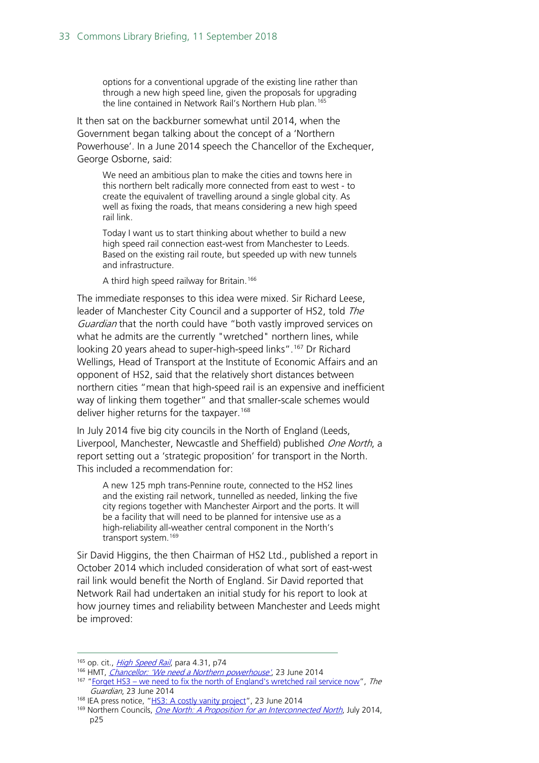> options for a conventional upgrade of the existing line rather than through a new high speed line, given the proposals for upgrading the line contained in Network Rail's Northern Hub plan.[165]

It then sat on the backburner somewhat until 2014, when the Government began talking about the concept of a 'Northern Powerhouse'. In a June 2014 speech the Chancellor of the Exchequer, George Osborne, said:

> We need an ambitious plan to make the cities and towns here in this northern belt radically more connected from east to west - to create the equivalent of travelling around a single global city. As well as fixing the roads, that means considering a new high speed rail link.
>
> Today I want us to start thinking about whether to build a new high speed rail connection east-west from Manchester to Leeds. Based on the existing rail route, but speeded up with new tunnels and infrastructure.
>
> A third high speed railway for Britain.[166]

The immediate responses to this idea were mixed. Sir Richard Leese, leader of Manchester City Council and a supporter of HS2, told *The Guardian* that the north could have "both vastly improved services on what he admits are the currently "wretched" northern lines, while looking 20 years ahead to super-high-speed links".[167] Dr Richard Wellings, Head of Transport at the Institute of Economic Affairs and an opponent of HS2, said that the relatively short distances between northern cities "mean that high-speed rail is an expensive and inefficient way of linking them together" and that smaller-scale schemes would deliver higher returns for the taxpayer.[168]

In July 2014 five big city councils in the North of England (Leeds, Liverpool, Manchester, Newcastle and Sheffield) published *One North*, a report setting out a 'strategic proposition' for transport in the North. This included a recommendation for:

> A new 125 mph trans-Pennine route, connected to the HS2 lines and the existing rail network, tunnelled as needed, linking the five city regions together with Manchester Airport and the ports. It will be a facility that will need to be planned for intensive use as a high-reliability all-weather central component in the North's transport system.[169]

Sir David Higgins, the then Chairman of HS2 Ltd., published a report in October 2014 which included consideration of what sort of east-west rail link would benefit the North of England. Sir David reported that Network Rail had undertaken an initial study for his report to look at how journey times and reliability between Manchester and Leeds might be improved:

---

[165] op. cit., *High Speed Rail*, para 4.31, p74

[166] HMT, *Chancellor: 'We need a Northern powerhouse'*, 23 June 2014

[167] "Forget HS3 – we need to fix the north of England's wretched rail service now", *The Guardian*, 23 June 2014

[168] IEA press notice, "HS3: A costly vanity project", 23 June 2014

[169] Northern Councils, *One North: A Proposition for an Interconnected North*, July 2014, p25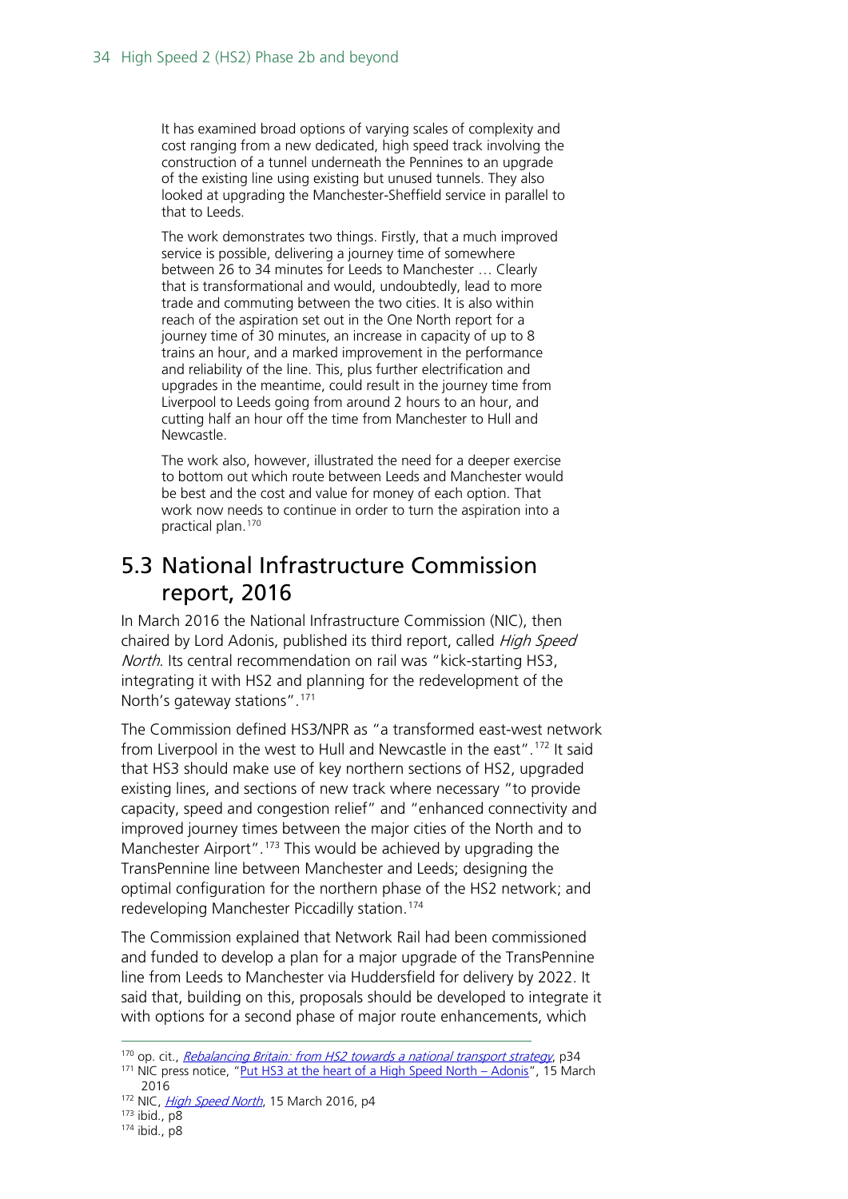> It has examined broad options of varying scales of complexity and cost ranging from a new dedicated, high speed track involving the construction of a tunnel underneath the Pennines to an upgrade of the existing line using existing but unused tunnels. They also looked at upgrading the Manchester-Sheffield service in parallel to that to Leeds.
>
> The work demonstrates two things. Firstly, that a much improved service is possible, delivering a journey time of somewhere between 26 to 34 minutes for Leeds to Manchester … Clearly that is transformational and would, undoubtedly, lead to more trade and commuting between the two cities. It is also within reach of the aspiration set out in the One North report for a journey time of 30 minutes, an increase in capacity of up to 8 trains an hour, and a marked improvement in the performance and reliability of the line. This, plus further electrification and upgrades in the meantime, could result in the journey time from Liverpool to Leeds going from around 2 hours to an hour, and cutting half an hour off the time from Manchester to Hull and Newcastle.
>
> The work also, however, illustrated the need for a deeper exercise to bottom out which route between Leeds and Manchester would be best and the cost and value for money of each option. That work now needs to continue in order to turn the aspiration into a practical plan.[170]

## 5.3 National Infrastructure Commission report, 2016

In March 2016 the National Infrastructure Commission (NIC), then chaired by Lord Adonis, published its third report, called *High Speed North*. Its central recommendation on rail was "kick-starting HS3, integrating it with HS2 and planning for the redevelopment of the North's gateway stations".[171]

The Commission defined HS3/NPR as "a transformed east-west network from Liverpool in the west to Hull and Newcastle in the east".[172] It said that HS3 should make use of key northern sections of HS2, upgraded existing lines, and sections of new track where necessary "to provide capacity, speed and congestion relief" and "enhanced connectivity and improved journey times between the major cities of the North and to Manchester Airport".[173] This would be achieved by upgrading the TransPennine line between Manchester and Leeds; designing the optimal configuration for the northern phase of the HS2 network; and redeveloping Manchester Piccadilly station.[174]

The Commission explained that Network Rail had been commissioned and funded to develop a plan for a major upgrade of the TransPennine line from Leeds to Manchester via Huddersfield for delivery by 2022. It said that, building on this, proposals should be developed to integrate it with options for a second phase of major route enhancements, which

---

170 op. cit., *Rebalancing Britain: from HS2 towards a national transport strategy*, p34

171 NIC press notice, "Put HS3 at the heart of a High Speed North – Adonis", 15 March 2016

172 NIC, *High Speed North*, 15 March 2016, p4

173 ibid., p8

174 ibid., p8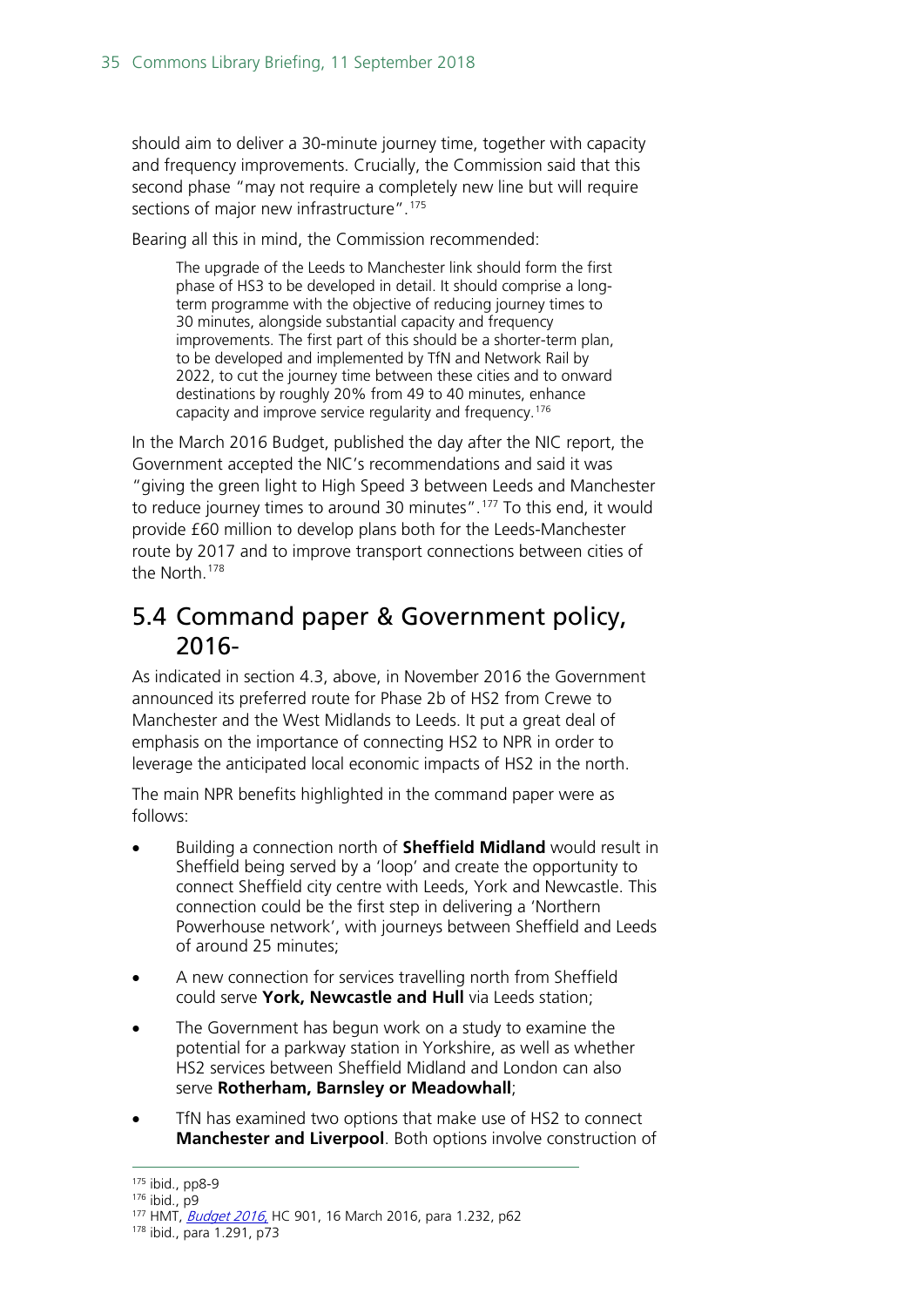should aim to deliver a 30-minute journey time, together with capacity and frequency improvements. Crucially, the Commission said that this second phase "may not require a completely new line but will require sections of major new infrastructure".[175]

Bearing all this in mind, the Commission recommended:

> The upgrade of the Leeds to Manchester link should form the first phase of HS3 to be developed in detail. It should comprise a long-term programme with the objective of reducing journey times to 30 minutes, alongside substantial capacity and frequency improvements. The first part of this should be a shorter-term plan, to be developed and implemented by TfN and Network Rail by 2022, to cut the journey time between these cities and to onward destinations by roughly 20% from 49 to 40 minutes, enhance capacity and improve service regularity and frequency.[176]

In the March 2016 Budget, published the day after the NIC report, the Government accepted the NIC's recommendations and said it was "giving the green light to High Speed 3 between Leeds and Manchester to reduce journey times to around 30 minutes".[177] To this end, it would provide £60 million to develop plans both for the Leeds-Manchester route by 2017 and to improve transport connections between cities of the North.[178]

## 5.4 Command paper & Government policy, 2016-

As indicated in section 4.3, above, in November 2016 the Government announced its preferred route for Phase 2b of HS2 from Crewe to Manchester and the West Midlands to Leeds. It put a great deal of emphasis on the importance of connecting HS2 to NPR in order to leverage the anticipated local economic impacts of HS2 in the north.

The main NPR benefits highlighted in the command paper were as follows:

- Building a connection north of **Sheffield Midland** would result in Sheffield being served by a 'loop' and create the opportunity to connect Sheffield city centre with Leeds, York and Newcastle. This connection could be the first step in delivering a 'Northern Powerhouse network', with journeys between Sheffield and Leeds of around 25 minutes;
- A new connection for services travelling north from Sheffield could serve **York, Newcastle and Hull** via Leeds station;
- The Government has begun work on a study to examine the potential for a parkway station in Yorkshire, as well as whether HS2 services between Sheffield Midland and London can also serve **Rotherham, Barnsley or Meadowhall**;
- TfN has examined two options that make use of HS2 to connect **Manchester and Liverpool**. Both options involve construction of

---

[175] ibid., pp8-9

[176] ibid., p9

[177] HMT, *Budget 2016*, HC 901, 16 March 2016, para 1.232, p62

[178] ibid., para 1.291, p73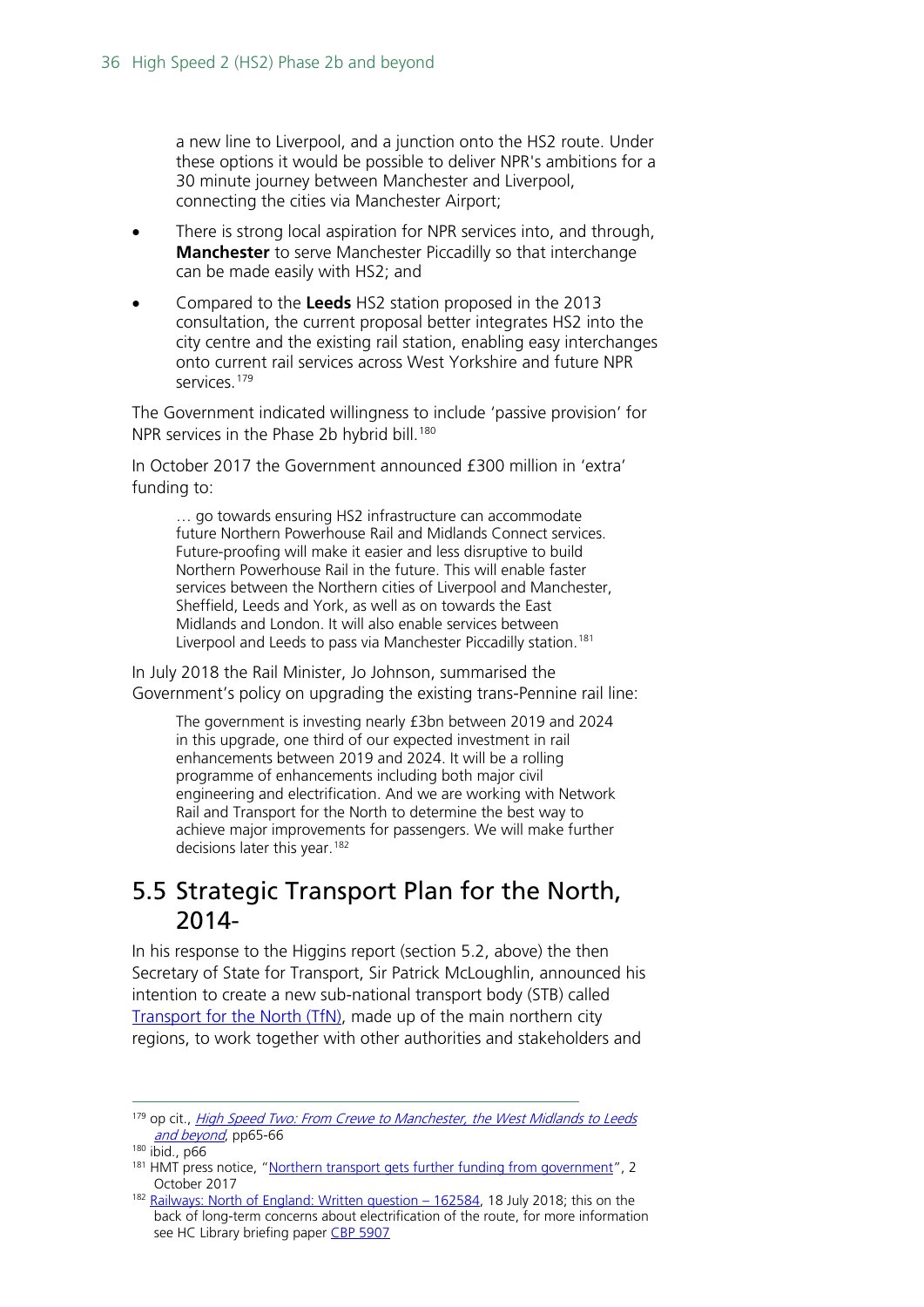a new line to Liverpool, and a junction onto the HS2 route. Under these options it would be possible to deliver NPR's ambitions for a 30 minute journey between Manchester and Liverpool, connecting the cities via Manchester Airport;

- There is strong local aspiration for NPR services into, and through, **Manchester** to serve Manchester Piccadilly so that interchange can be made easily with HS2; and
- Compared to the **Leeds** HS2 station proposed in the 2013 consultation, the current proposal better integrates HS2 into the city centre and the existing rail station, enabling easy interchanges onto current rail services across West Yorkshire and future NPR services.[179]

The Government indicated willingness to include 'passive provision' for NPR services in the Phase 2b hybrid bill.[180]

In October 2017 the Government announced £300 million in 'extra' funding to:

> … go towards ensuring HS2 infrastructure can accommodate future Northern Powerhouse Rail and Midlands Connect services. Future-proofing will make it easier and less disruptive to build Northern Powerhouse Rail in the future. This will enable faster services between the Northern cities of Liverpool and Manchester, Sheffield, Leeds and York, as well as on towards the East Midlands and London. It will also enable services between Liverpool and Leeds to pass via Manchester Piccadilly station.[181]

In July 2018 the Rail Minister, Jo Johnson, summarised the Government's policy on upgrading the existing trans-Pennine rail line:

> The government is investing nearly £3bn between 2019 and 2024 in this upgrade, one third of our expected investment in rail enhancements between 2019 and 2024. It will be a rolling programme of enhancements including both major civil engineering and electrification. And we are working with Network Rail and Transport for the North to determine the best way to achieve major improvements for passengers. We will make further decisions later this year.[182]

## 5.5 Strategic Transport Plan for the North, 2014-

In his response to the Higgins report (section 5.2, above) the then Secretary of State for Transport, Sir Patrick McLoughlin, announced his intention to create a new sub-national transport body (STB) called Transport for the North (TfN), made up of the main northern city regions, to work together with other authorities and stakeholders and

---

[179] op cit., *High Speed Two: From Crewe to Manchester, the West Midlands to Leeds and beyond*, pp65-66

[180] ibid., p66

[181] HMT press notice, "Northern transport gets further funding from government", 2 October 2017

[182] Railways: North of England: Written question – 162584, 18 July 2018; this on the back of long-term concerns about electrification of the route, for more information see HC Library briefing paper CBP 5907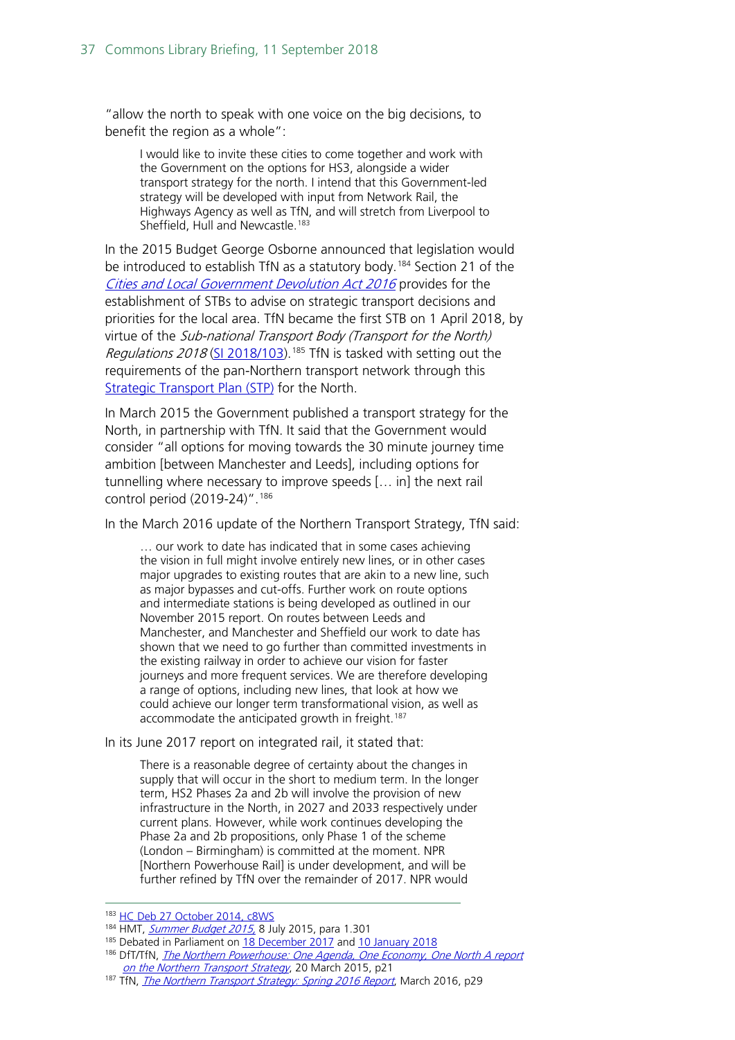"allow the north to speak with one voice on the big decisions, to benefit the region as a whole":

> I would like to invite these cities to come together and work with the Government on the options for HS3, alongside a wider transport strategy for the north. I intend that this Government-led strategy will be developed with input from Network Rail, the Highways Agency as well as TfN, and will stretch from Liverpool to Sheffield, Hull and Newcastle.[183]

In the 2015 Budget George Osborne announced that legislation would be introduced to establish TfN as a statutory body.[184] Section 21 of the *Cities and Local Government Devolution Act 2016* provides for the establishment of STBs to advise on strategic transport decisions and priorities for the local area. TfN became the first STB on 1 April 2018, by virtue of the *Sub-national Transport Body (Transport for the North) Regulations 2018* (SI 2018/103).[185] TfN is tasked with setting out the requirements of the pan-Northern transport network through this Strategic Transport Plan (STP) for the North.

In March 2015 the Government published a transport strategy for the North, in partnership with TfN. It said that the Government would consider "all options for moving towards the 30 minute journey time ambition [between Manchester and Leeds], including options for tunnelling where necessary to improve speeds [… in] the next rail control period (2019-24)".[186]

In the March 2016 update of the Northern Transport Strategy, TfN said:

> … our work to date has indicated that in some cases achieving the vision in full might involve entirely new lines, or in other cases major upgrades to existing routes that are akin to a new line, such as major bypasses and cut-offs. Further work on route options and intermediate stations is being developed as outlined in our November 2015 report. On routes between Leeds and Manchester, and Manchester and Sheffield our work to date has shown that we need to go further than committed investments in the existing railway in order to achieve our vision for faster journeys and more frequent services. We are therefore developing a range of options, including new lines, that look at how we could achieve our longer term transformational vision, as well as accommodate the anticipated growth in freight.[187]

In its June 2017 report on integrated rail, it stated that:

> There is a reasonable degree of certainty about the changes in supply that will occur in the short to medium term. In the longer term, HS2 Phases 2a and 2b will involve the provision of new infrastructure in the North, in 2027 and 2033 respectively under current plans. However, while work continues developing the Phase 2a and 2b propositions, only Phase 1 of the scheme (London – Birmingham) is committed at the moment. NPR [Northern Powerhouse Rail] is under development, and will be further refined by TfN over the remainder of 2017. NPR would

---

[183] HC Deb 27 October 2014, c8WS

[184] HMT, *Summer Budget 2015*, 8 July 2015, para 1.301

[185] Debated in Parliament on 18 December 2017 and 10 January 2018

[186] DfT/TfN, *The Northern Powerhouse: One Agenda, One Economy, One North A report on the Northern Transport Strategy*, 20 March 2015, p21

[187] TfN, *The Northern Transport Strategy: Spring 2016 Report*, March 2016, p29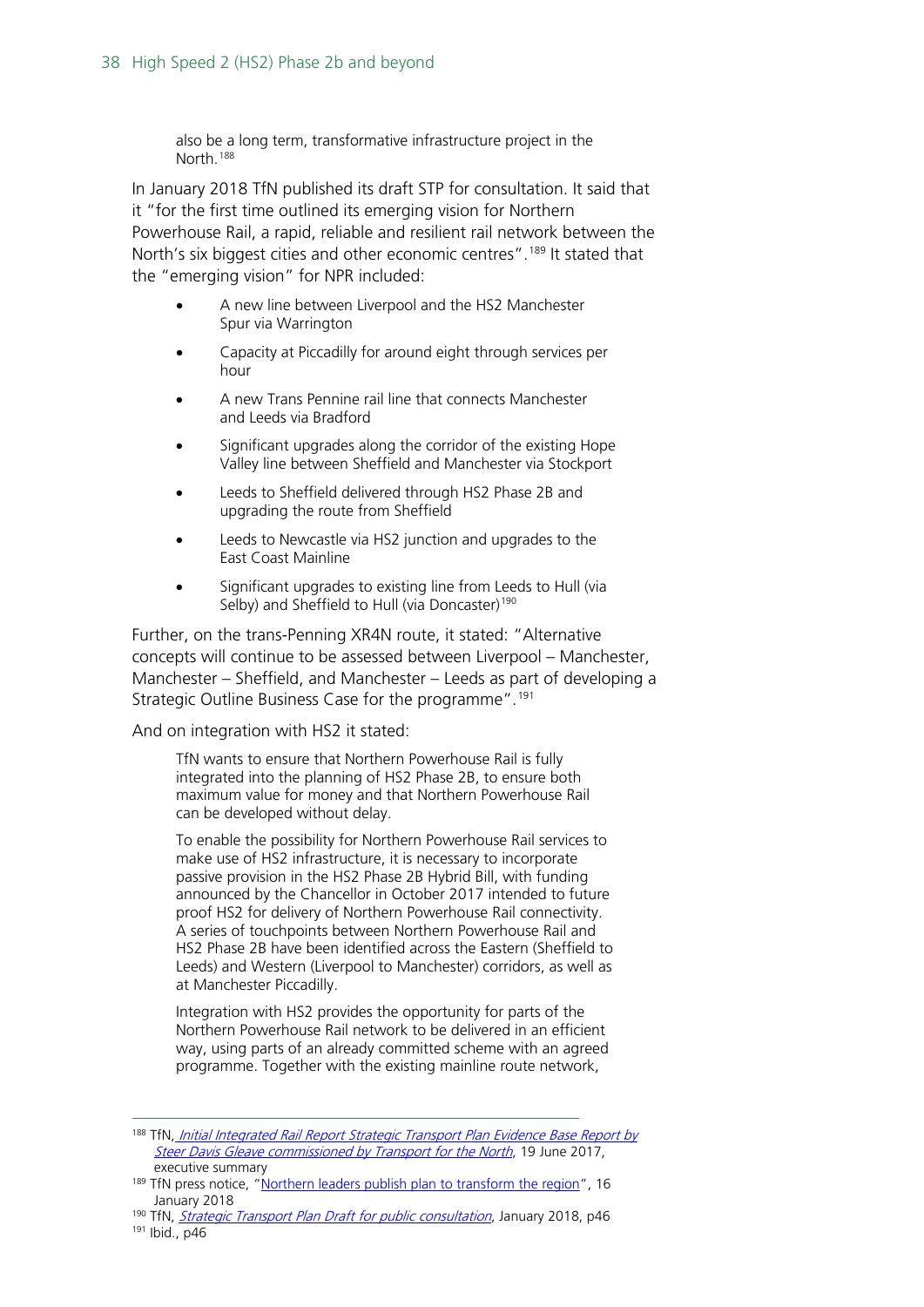> also be a long term, transformative infrastructure project in the North.[188]

In January 2018 TfN published its draft STP for consultation. It said that it "for the first time outlined its emerging vision for Northern Powerhouse Rail, a rapid, reliable and resilient rail network between the North's six biggest cities and other economic centres".[189] It stated that the "emerging vision" for NPR included:

- A new line between Liverpool and the HS2 Manchester Spur via Warrington
- Capacity at Piccadilly for around eight through services per hour
- A new Trans Pennine rail line that connects Manchester and Leeds via Bradford
- Significant upgrades along the corridor of the existing Hope Valley line between Sheffield and Manchester via Stockport
- Leeds to Sheffield delivered through HS2 Phase 2B and upgrading the route from Sheffield
- Leeds to Newcastle via HS2 junction and upgrades to the East Coast Mainline
- Significant upgrades to existing line from Leeds to Hull (via Selby) and Sheffield to Hull (via Doncaster)[190]

Further, on the trans-Penning XR4N route, it stated: "Alternative concepts will continue to be assessed between Liverpool – Manchester, Manchester – Sheffield, and Manchester – Leeds as part of developing a Strategic Outline Business Case for the programme".[191]

And on integration with HS2 it stated:

> TfN wants to ensure that Northern Powerhouse Rail is fully integrated into the planning of HS2 Phase 2B, to ensure both maximum value for money and that Northern Powerhouse Rail can be developed without delay.
>
> To enable the possibility for Northern Powerhouse Rail services to make use of HS2 infrastructure, it is necessary to incorporate passive provision in the HS2 Phase 2B Hybrid Bill, with funding announced by the Chancellor in October 2017 intended to future proof HS2 for delivery of Northern Powerhouse Rail connectivity. A series of touchpoints between Northern Powerhouse Rail and HS2 Phase 2B have been identified across the Eastern (Sheffield to Leeds) and Western (Liverpool to Manchester) corridors, as well as at Manchester Piccadilly.
>
> Integration with HS2 provides the opportunity for parts of the Northern Powerhouse Rail network to be delivered in an efficient way, using parts of an already committed scheme with an agreed programme. Together with the existing mainline route network,

---

[188] TfN, *Initial Integrated Rail Report Strategic Transport Plan Evidence Base Report by Steer Davis Gleave commissioned by Transport for the North*, 19 June 2017, executive summary

[189] TfN press notice, "Northern leaders publish plan to transform the region", 16 January 2018

[190] TfN, *Strategic Transport Plan Draft for public consultation*, January 2018, p46

[191] Ibid., p46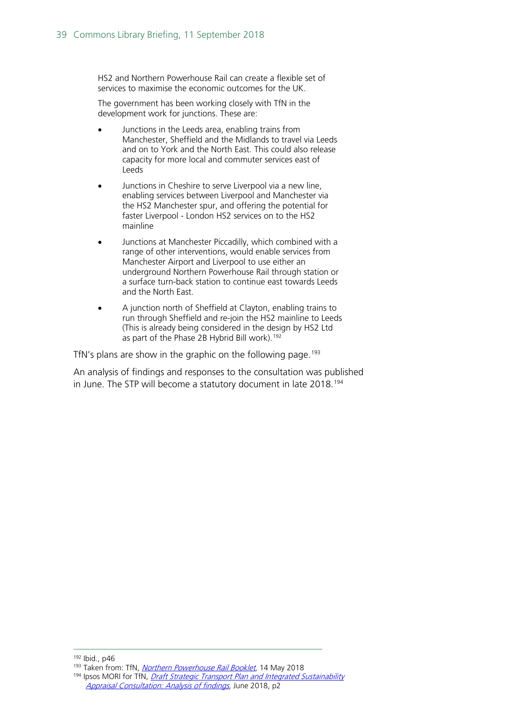> HS2 and Northern Powerhouse Rail can create a flexible set of services to maximise the economic outcomes for the UK.
>
> The government has been working closely with TfN in the development work for junctions. These are:
>
> - Junctions in the Leeds area, enabling trains from Manchester, Sheffield and the Midlands to travel via Leeds and on to York and the North East. This could also release capacity for more local and commuter services east of Leeds
> - Junctions in Cheshire to serve Liverpool via a new line, enabling services between Liverpool and Manchester via the HS2 Manchester spur, and offering the potential for faster Liverpool - London HS2 services on to the HS2 mainline
> - Junctions at Manchester Piccadilly, which combined with a range of other interventions, would enable services from Manchester Airport and Liverpool to use either an underground Northern Powerhouse Rail through station or a surface turn-back station to continue east towards Leeds and the North East.
> - A junction north of Sheffield at Clayton, enabling trains to run through Sheffield and re-join the HS2 mainline to Leeds (This is already being considered in the design by HS2 Ltd as part of the Phase 2B Hybrid Bill work).[192]

TfN's plans are show in the graphic on the following page.[193]

An analysis of findings and responses to the consultation was published in June. The STP will become a statutory document in late 2018.[194]

---

[192] Ibid., p46

[193] Taken from: TfN, *Northern Powerhouse Rail Booklet*, 14 May 2018

[194] Ipsos MORI for TfN, *Draft Strategic Transport Plan and Integrated Sustainability Appraisal Consultation: Analysis of findings*, June 2018, p2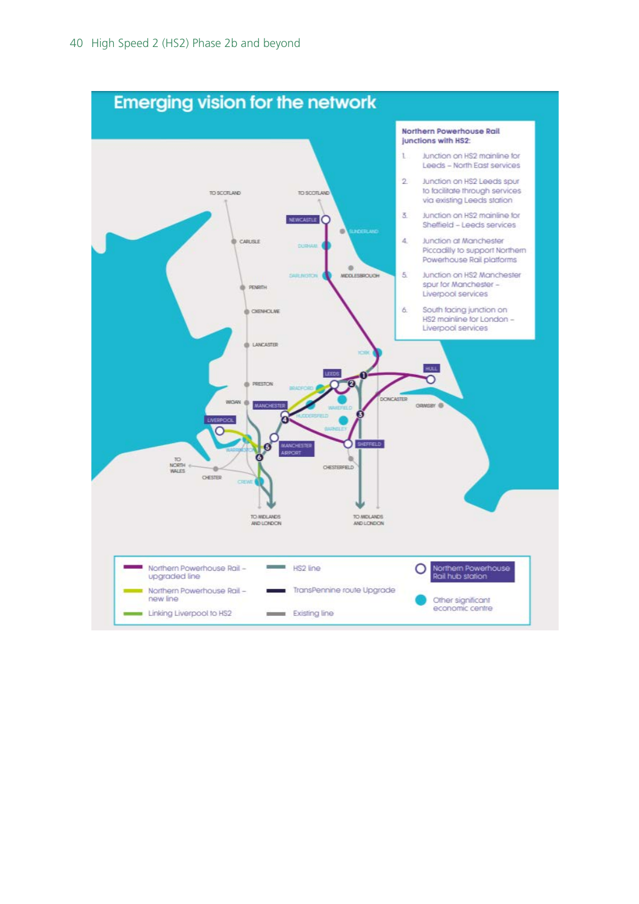## Emerging vision for the network

**Northern Powerhouse Rail junctions with HS2:**

1. Junction on HS2 mainline for Leeds – North East services
2. Junction on HS2 Leeds spur to facilitate through services via existing Leeds station
3. Junction on HS2 mainline for Sheffield – Leeds services
4. Junction at Manchester Piccadilly to support Northern Powerhouse Rail platforms
5. Junction on HS2 Manchester spur for Manchester – Liverpool services
6. South facing junction on HS2 mainline for London – Liverpool services

TO SCOTLAND, TO SCOTLAND, NEWCASTLE, SUNDERLAND, CARLISLE, DURHAM, DARLINGTON, MIDDLESBROUGH, PENRITH, OXENHOLME, LANCASTER, YORK, LEEDS, HULL, PRESTON, BRADFORD, DONCASTER, GRIMSBY, WIGAN, MANCHESTER, WAKEFIELD, HUDDERSFIELD, LIVERPOOL, BARNSLEY, SHEFFIELD, WARRINGTON, MANCHESTER AIRPORT, TO NORTH WALES, CHESTER, CHESTERFIELD, CREWE, TO MIDLANDS AND LONDON, TO MIDLANDS AND LONDON

| Legend | | |
|---|---|---|
| Northern Powerhouse Rail – upgraded line | HS2 line | Northern Powerhouse Rail hub station |
| Northern Powerhouse Rail – new line | TransPennine route Upgrade | Other significant economic centre |
| Linking Liverpool to HS2 | Existing line | |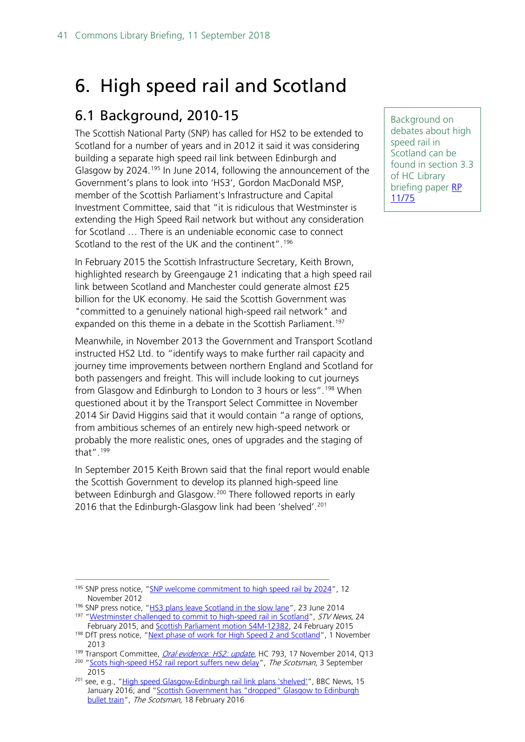# 6. High speed rail and Scotland

## 6.1 Background, 2010-15

Background on debates about high speed rail in Scotland can be found in section 3.3 of HC Library briefing paper RP 11/75

The Scottish National Party (SNP) has called for HS2 to be extended to Scotland for a number of years and in 2012 it said it was considering building a separate high speed rail link between Edinburgh and Glasgow by 2024.[195] In June 2014, following the announcement of the Government's plans to look into 'HS3', Gordon MacDonald MSP, member of the Scottish Parliament's Infrastructure and Capital Investment Committee, said that "it is ridiculous that Westminster is extending the High Speed Rail network but without any consideration for Scotland … There is an undeniable economic case to connect Scotland to the rest of the UK and the continent".[196]

In February 2015 the Scottish Infrastructure Secretary, Keith Brown, highlighted research by Greengauge 21 indicating that a high speed rail link between Scotland and Manchester could generate almost £25 billion for the UK economy. He said the Scottish Government was "committed to a genuinely national high-speed rail network" and expanded on this theme in a debate in the Scottish Parliament.[197]

Meanwhile, in November 2013 the Government and Transport Scotland instructed HS2 Ltd. to "identify ways to make further rail capacity and journey time improvements between northern England and Scotland for both passengers and freight. This will include looking to cut journeys from Glasgow and Edinburgh to London to 3 hours or less".[198] When questioned about it by the Transport Select Committee in November 2014 Sir David Higgins said that it would contain "a range of options, from ambitious schemes of an entirely new high-speed network or probably the more realistic ones, ones of upgrades and the staging of that".[199]

In September 2015 Keith Brown said that the final report would enable the Scottish Government to develop its planned high-speed line between Edinburgh and Glasgow.[200] There followed reports in early 2016 that the Edinburgh-Glasgow link had been 'shelved'.[201]

---

[195] SNP press notice, "SNP welcome commitment to high speed rail by 2024", 12 November 2012

[196] SNP press notice, "HS3 plans leave Scotland in the slow lane", 23 June 2014

[197] "Westminster challenged to commit to high-speed rail in Scotland", *STV News*, 24 February 2015, and Scottish Parliament motion S4M-12382, 24 February 2015

[198] DfT press notice, "Next phase of work for High Speed 2 and Scotland", 1 November 2013

[199] Transport Committee, *Oral evidence: HS2: update*, HC 793, 17 November 2014, Q13

[200] "Scots high-speed HS2 rail report suffers new delay", *The Scotsman*, 3 September 2015

[201] see, e.g., "High speed Glasgow-Edinburgh rail link plans 'shelved'", BBC News, 15 January 2016; and "Scottish Government has "dropped" Glasgow to Edinburgh bullet train", *The Scotsman*, 18 February 2016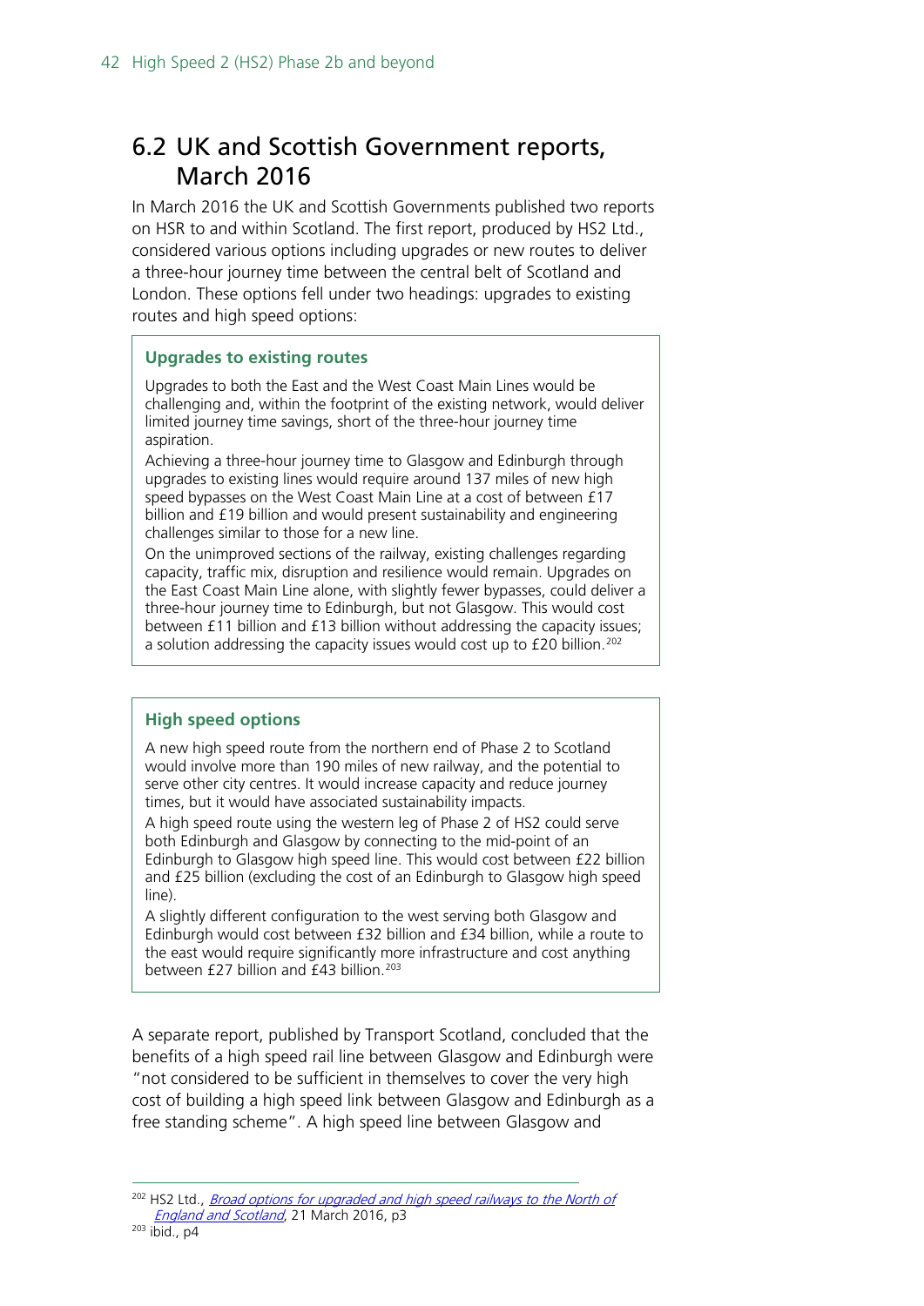## 6.2 UK and Scottish Government reports, March 2016

In March 2016 the UK and Scottish Governments published two reports on HSR to and within Scotland. The first report, produced by HS2 Ltd., considered various options including upgrades or new routes to deliver a three-hour journey time between the central belt of Scotland and London. These options fell under two headings: upgrades to existing routes and high speed options:

> **Upgrades to existing routes**
>
> Upgrades to both the East and the West Coast Main Lines would be challenging and, within the footprint of the existing network, would deliver limited journey time savings, short of the three-hour journey time aspiration.
>
> Achieving a three-hour journey time to Glasgow and Edinburgh through upgrades to existing lines would require around 137 miles of new high speed bypasses on the West Coast Main Line at a cost of between £17 billion and £19 billion and would present sustainability and engineering challenges similar to those for a new line.
>
> On the unimproved sections of the railway, existing challenges regarding capacity, traffic mix, disruption and resilience would remain. Upgrades on the East Coast Main Line alone, with slightly fewer bypasses, could deliver a three-hour journey time to Edinburgh, but not Glasgow. This would cost between £11 billion and £13 billion without addressing the capacity issues; a solution addressing the capacity issues would cost up to £20 billion.[202]

> **High speed options**
>
> A new high speed route from the northern end of Phase 2 to Scotland would involve more than 190 miles of new railway, and the potential to serve other city centres. It would increase capacity and reduce journey times, but it would have associated sustainability impacts.
>
> A high speed route using the western leg of Phase 2 of HS2 could serve both Edinburgh and Glasgow by connecting to the mid-point of an Edinburgh to Glasgow high speed line. This would cost between £22 billion and £25 billion (excluding the cost of an Edinburgh to Glasgow high speed line).
>
> A slightly different configuration to the west serving both Glasgow and Edinburgh would cost between £32 billion and £34 billion, while a route to the east would require significantly more infrastructure and cost anything between £27 billion and £43 billion.[203]

A separate report, published by Transport Scotland, concluded that the benefits of a high speed rail line between Glasgow and Edinburgh were "not considered to be sufficient in themselves to cover the very high cost of building a high speed link between Glasgow and Edinburgh as a free standing scheme". A high speed line between Glasgow and

---

[202] HS2 Ltd., *Broad options for upgraded and high speed railways to the North of England and Scotland*, 21 March 2016, p3

[203] ibid., p4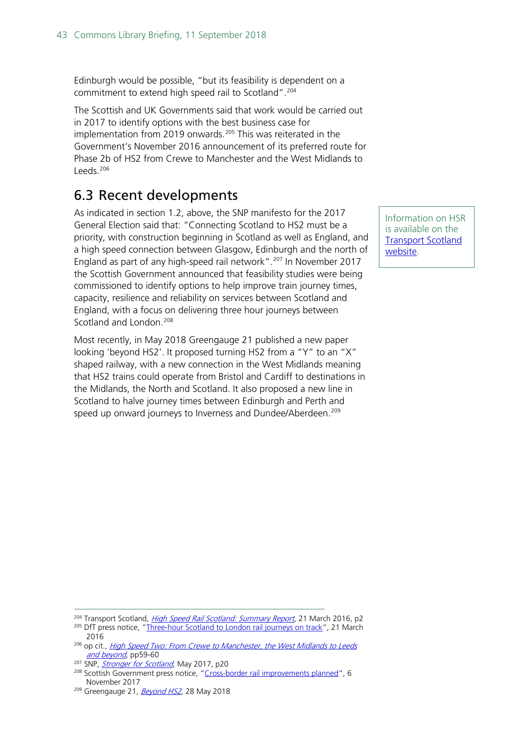Edinburgh would be possible, "but its feasibility is dependent on a commitment to extend high speed rail to Scotland".[204]

The Scottish and UK Governments said that work would be carried out in 2017 to identify options with the best business case for implementation from 2019 onwards.[205] This was reiterated in the Government's November 2016 announcement of its preferred route for Phase 2b of HS2 from Crewe to Manchester and the West Midlands to Leeds.[206]

## 6.3 Recent developments

As indicated in section 1.2, above, the SNP manifesto for the 2017 General Election said that: "Connecting Scotland to HS2 must be a priority, with construction beginning in Scotland as well as England, and a high speed connection between Glasgow, Edinburgh and the north of England as part of any high-speed rail network".[207] In November 2017 the Scottish Government announced that feasibility studies were being commissioned to identify options to help improve train journey times, capacity, resilience and reliability on services between Scotland and England, with a focus on delivering three hour journeys between Scotland and London.[208]

Information on HSR is available on the Transport Scotland website.

Most recently, in May 2018 Greengauge 21 published a new paper looking 'beyond HS2'. It proposed turning HS2 from a "Y" to an "X" shaped railway, with a new connection in the West Midlands meaning that HS2 trains could operate from Bristol and Cardiff to destinations in the Midlands, the North and Scotland. It also proposed a new line in Scotland to halve journey times between Edinburgh and Perth and speed up onward journeys to Inverness and Dundee/Aberdeen.[209]

---

[204] Transport Scotland, *High Speed Rail Scotland: Summary Report*, 21 March 2016, p2

[205] DfT press notice, "Three-hour Scotland to London rail journeys on track", 21 March 2016

[206] op cit., *High Speed Two: From Crewe to Manchester, the West Midlands to Leeds and beyond*, pp59-60

[207] SNP, *Stronger for Scotland*, May 2017, p20

[208] Scottish Government press notice, "Cross-border rail improvements planned", 6 November 2017

[209] Greengauge 21, *Beyond HS2*, 28 May 2018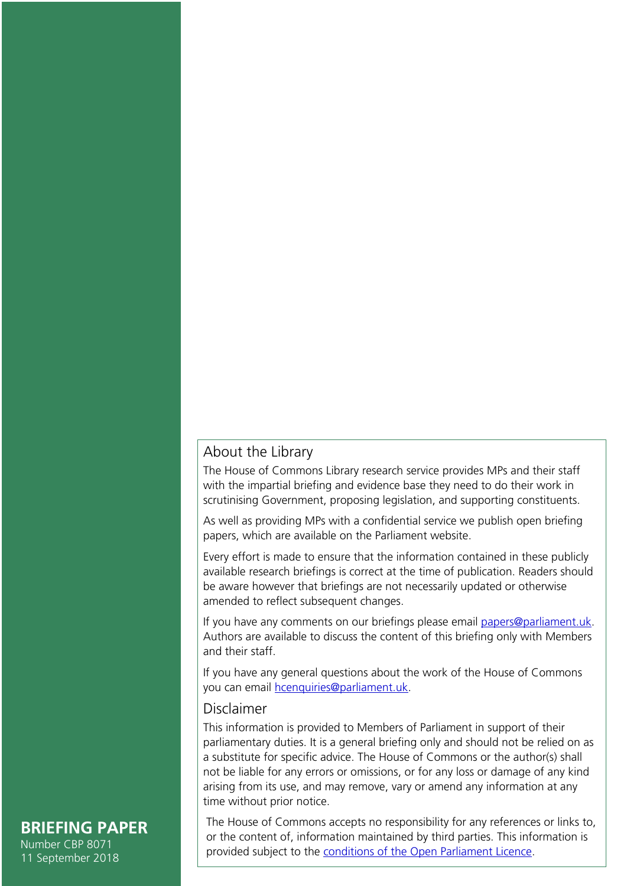## About the Library

The House of Commons Library research service provides MPs and their staff with the impartial briefing and evidence base they need to do their work in scrutinising Government, proposing legislation, and supporting constituents.

As well as providing MPs with a confidential service we publish open briefing papers, which are available on the Parliament website.

Every effort is made to ensure that the information contained in these publicly available research briefings is correct at the time of publication. Readers should be aware however that briefings are not necessarily updated or otherwise amended to reflect subsequent changes.

If you have any comments on our briefings please email papers@parliament.uk. Authors are available to discuss the content of this briefing only with Members and their staff.

If you have any general questions about the work of the House of Commons you can email hcenquiries@parliament.uk.

## Disclaimer

This information is provided to Members of Parliament in support of their parliamentary duties. It is a general briefing only and should not be relied on as a substitute for specific advice. The House of Commons or the author(s) shall not be liable for any errors or omissions, or for any loss or damage of any kind arising from its use, and may remove, vary or amend any information at any time without prior notice.

The House of Commons accepts no responsibility for any references or links to, or the content of, information maintained by third parties. This information is provided subject to the conditions of the Open Parliament Licence.

**BRIEFING PAPER**

Number CBP 8071

11 September 2018